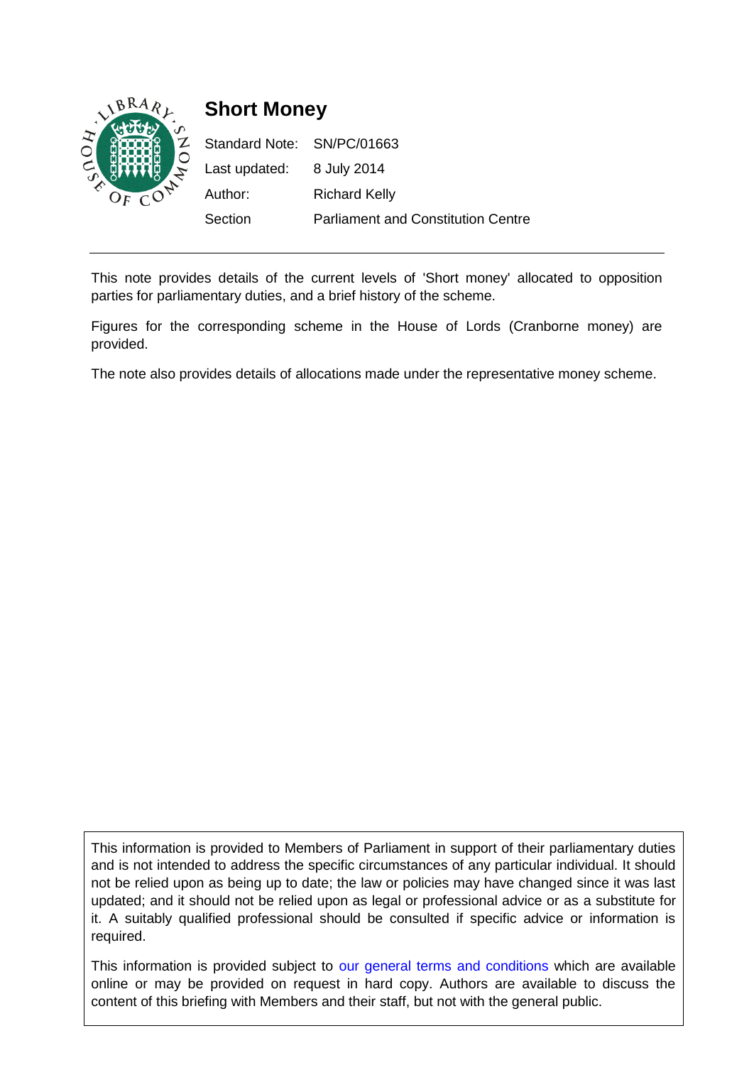# Short Money

| | |
|---|---|
| Standard Note: | SN/PC/01663 |
| Last updated: | 8 July 2014 |
| Author: | Richard Kelly |
| Section | Parliament and Constitution Centre |

This note provides details of the current levels of 'Short money' allocated to opposition parties for parliamentary duties, and a brief history of the scheme.

Figures for the corresponding scheme in the House of Lords (Cranborne money) are provided.

The note also provides details of allocations made under the representative money scheme.

This information is provided to Members of Parliament in support of their parliamentary duties and is not intended to address the specific circumstances of any particular individual. It should not be relied upon as being up to date; the law or policies may have changed since it was last updated; and it should not be relied upon as legal or professional advice or as a substitute for it. A suitably qualified professional should be consulted if specific advice or information is required.

This information is provided subject to our general terms and conditions which are available online or may be provided on request in hard copy. Authors are available to discuss the content of this briefing with Members and their staff, but not with the general public.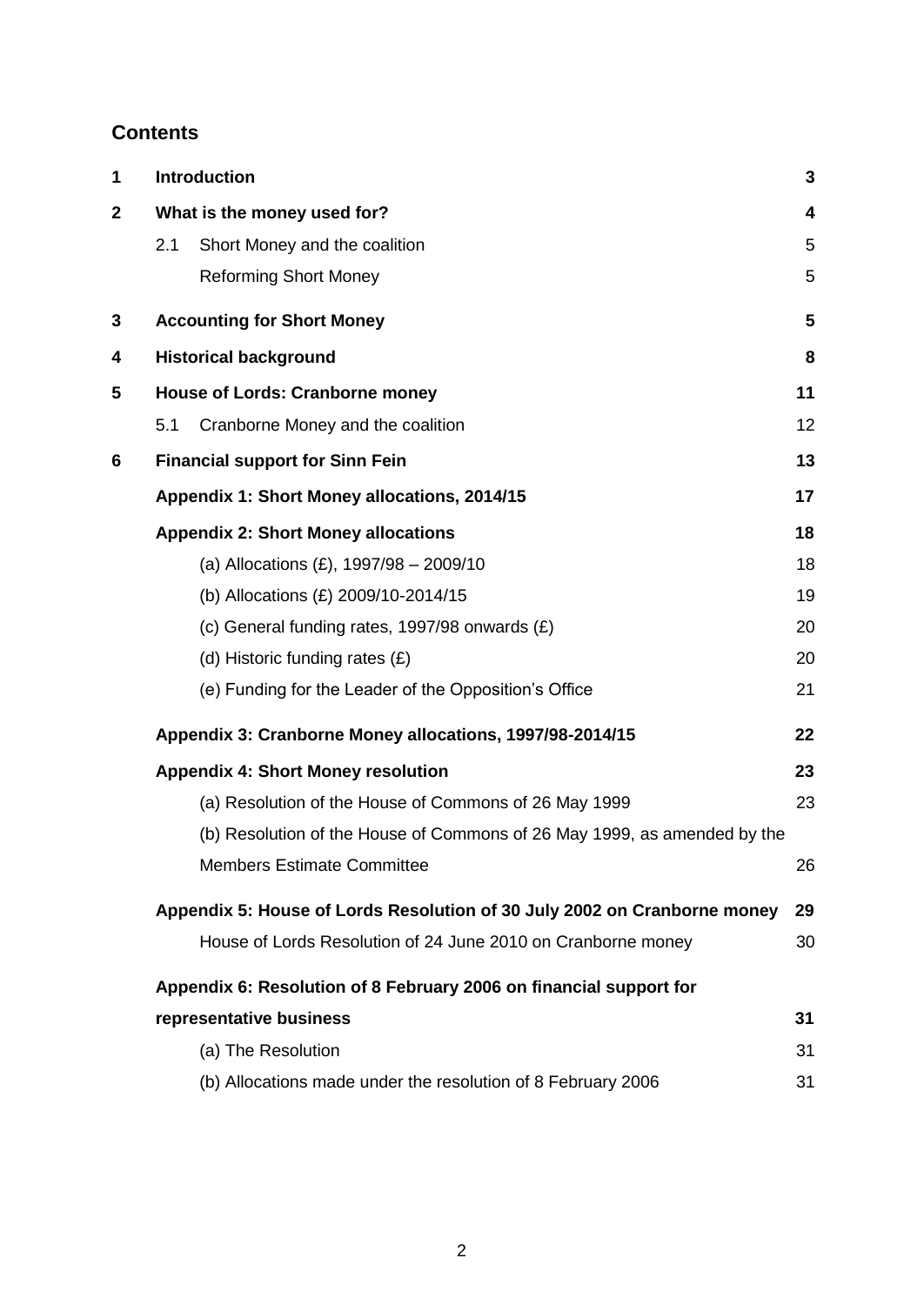## Contents

| | | | |
|---|---|---|---|
| **1** | **Introduction** | | **3** |
| **2** | **What is the money used for?** | | **4** |
| | 2.1 | Short Money and the coalition | 5 |
| | | Reforming Short Money | 5 |
| **3** | **Accounting for Short Money** | | **5** |
| **4** | **Historical background** | | **8** |
| **5** | **House of Lords: Cranborne money** | | **11** |
| | 5.1 | Cranborne Money and the coalition | 12 |
| **6** | **Financial support for Sinn Fein** | | **13** |
| | **Appendix 1: Short Money allocations, 2014/15** | | **17** |
| | **Appendix 2: Short Money allocations** | | **18** |
| | | (a) Allocations (£), 1997/98 – 2009/10 | 18 |
| | | (b) Allocations (£) 2009/10-2014/15 | 19 |
| | | (c) General funding rates, 1997/98 onwards (£) | 20 |
| | | (d) Historic funding rates (£) | 20 |
| | | (e) Funding for the Leader of the Opposition's Office | 21 |
| | **Appendix 3: Cranborne Money allocations, 1997/98-2014/15** | | **22** |
| | **Appendix 4: Short Money resolution** | | **23** |
| | | (a) Resolution of the House of Commons of 26 May 1999 | 23 |
| | | (b) Resolution of the House of Commons of 26 May 1999, as amended by the Members Estimate Committee | 26 |
| | **Appendix 5: House of Lords Resolution of 30 July 2002 on Cranborne money** | | **29** |
| | | House of Lords Resolution of 24 June 2010 on Cranborne money | 30 |
| | **Appendix 6: Resolution of 8 February 2006 on financial support for representative business** | | **31** |
| | | (a) The Resolution | 31 |
| | | (b) Allocations made under the resolution of 8 February 2006 | 31 |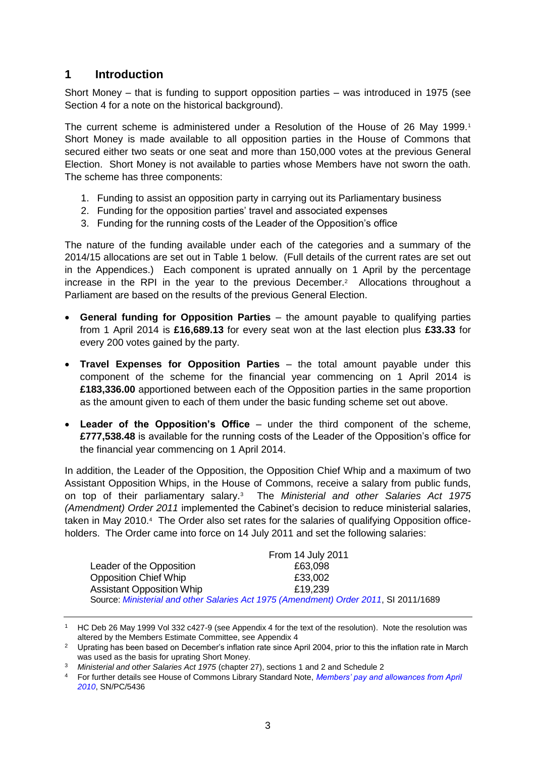## 1 Introduction

Short Money – that is funding to support opposition parties – was introduced in 1975 (see Section 4 for a note on the historical background).

The current scheme is administered under a Resolution of the House of 26 May 1999.[1] Short Money is made available to all opposition parties in the House of Commons that secured either two seats or one seat and more than 150,000 votes at the previous General Election. Short Money is not available to parties whose Members have not sworn the oath. The scheme has three components:

1. Funding to assist an opposition party in carrying out its Parliamentary business
2. Funding for the opposition parties' travel and associated expenses
3. Funding for the running costs of the Leader of the Opposition's office

The nature of the funding available under each of the categories and a summary of the 2014/15 allocations are set out in Table 1 below. (Full details of the current rates are set out in the Appendices.) Each component is uprated annually on 1 April by the percentage increase in the RPI in the year to the previous December.[2] Allocations throughout a Parliament are based on the results of the previous General Election.

- **General funding for Opposition Parties** – the amount payable to qualifying parties from 1 April 2014 is **£16,689.13** for every seat won at the last election plus **£33.33** for every 200 votes gained by the party.
- **Travel Expenses for Opposition Parties** – the total amount payable under this component of the scheme for the financial year commencing on 1 April 2014 is **£183,336.00** apportioned between each of the Opposition parties in the same proportion as the amount given to each of them under the basic funding scheme set out above.
- **Leader of the Opposition's Office** – under the third component of the scheme, **£777,538.48** is available for the running costs of the Leader of the Opposition's office for the financial year commencing on 1 April 2014.

In addition, the Leader of the Opposition, the Opposition Chief Whip and a maximum of two Assistant Opposition Whips, in the House of Commons, receive a salary from public funds, on top of their parliamentary salary.[3] The *Ministerial and other Salaries Act 1975 (Amendment) Order 2011* implemented the Cabinet's decision to reduce ministerial salaries, taken in May 2010.[4] The Order also set rates for the salaries of qualifying Opposition office-holders. The Order came into force on 14 July 2011 and set the following salaries:

| | From 14 July 2011 |
|---|---|
| Leader of the Opposition | £63,098 |
| Opposition Chief Whip | £33,002 |
| Assistant Opposition Whip | £19,239 |

Source: *Ministerial and other Salaries Act 1975 (Amendment) Order 2011*, SI 2011/1689

---

[1] HC Deb 26 May 1999 Vol 332 c427-9 (see Appendix 4 for the text of the resolution). Note the resolution was altered by the Members Estimate Committee, see Appendix 4

[2] Uprating has been based on December's inflation rate since April 2004, prior to this the inflation rate in March was used as the basis for uprating Short Money.

[3] *Ministerial and other Salaries Act 1975* (chapter 27), sections 1 and 2 and Schedule 2

[4] For further details see House of Commons Library Standard Note, *Members' pay and allowances from April 2010*, SN/PC/5436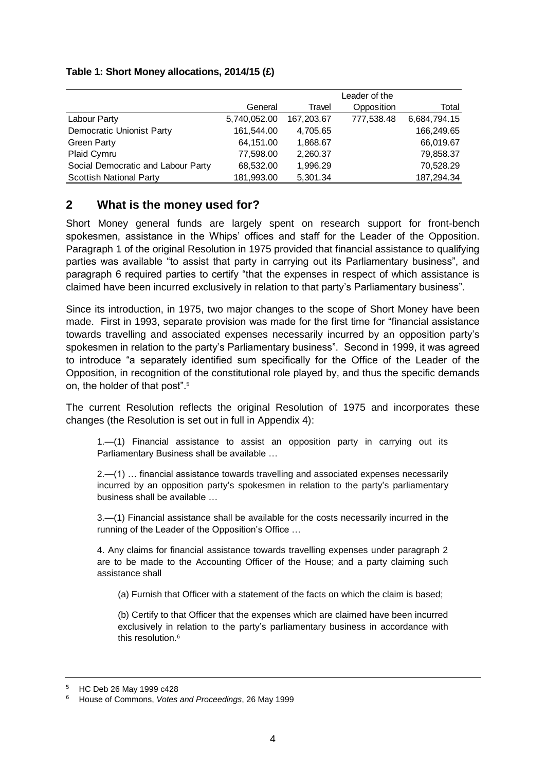**Table 1: Short Money allocations, 2014/15 (£)**

| | General | Travel | Leader of the Opposition | Total |
|---|---|---|---|---|
| Labour Party | 5,740,052.00 | 167,203.67 | 777,538.48 | 6,684,794.15 |
| Democratic Unionist Party | 161,544.00 | 4,705.65 | | 166,249.65 |
| Green Party | 64,151.00 | 1,868.67 | | 66,019.67 |
| Plaid Cymru | 77,598.00 | 2,260.37 | | 79,858.37 |
| Social Democratic and Labour Party | 68,532.00 | 1,996.29 | | 70,528.29 |
| Scottish National Party | 181,993.00 | 5,301.34 | | 187,294.34 |

## 2 What is the money used for?

Short Money general funds are largely spent on research support for front-bench spokesmen, assistance in the Whips' offices and staff for the Leader of the Opposition. Paragraph 1 of the original Resolution in 1975 provided that financial assistance to qualifying parties was available "to assist that party in carrying out its Parliamentary business", and paragraph 6 required parties to certify "that the expenses in respect of which assistance is claimed have been incurred exclusively in relation to that party's Parliamentary business".

Since its introduction, in 1975, two major changes to the scope of Short Money have been made. First in 1993, separate provision was made for the first time for "financial assistance towards travelling and associated expenses necessarily incurred by an opposition party's spokesmen in relation to the party's Parliamentary business". Second in 1999, it was agreed to introduce "a separately identified sum specifically for the Office of the Leader of the Opposition, in recognition of the constitutional role played by, and thus the specific demands on, the holder of that post".[5]

The current Resolution reflects the original Resolution of 1975 and incorporates these changes (the Resolution is set out in full in Appendix 4):

> 1.—(1) Financial assistance to assist an opposition party in carrying out its Parliamentary Business shall be available …
>
> 2.—(1) … financial assistance towards travelling and associated expenses necessarily incurred by an opposition party's spokesmen in relation to the party's parliamentary business shall be available …
>
> 3.—(1) Financial assistance shall be available for the costs necessarily incurred in the running of the Leader of the Opposition's Office …
>
> 4. Any claims for financial assistance towards travelling expenses under paragraph 2 are to be made to the Accounting Officer of the House; and a party claiming such assistance shall
>
> > (a) Furnish that Officer with a statement of the facts on which the claim is based;
> >
> > (b) Certify to that Officer that the expenses which are claimed have been incurred exclusively in relation to the party's parliamentary business in accordance with this resolution.[6]

---

[5] HC Deb 26 May 1999 c428

[6] House of Commons, *Votes and Proceedings*, 26 May 1999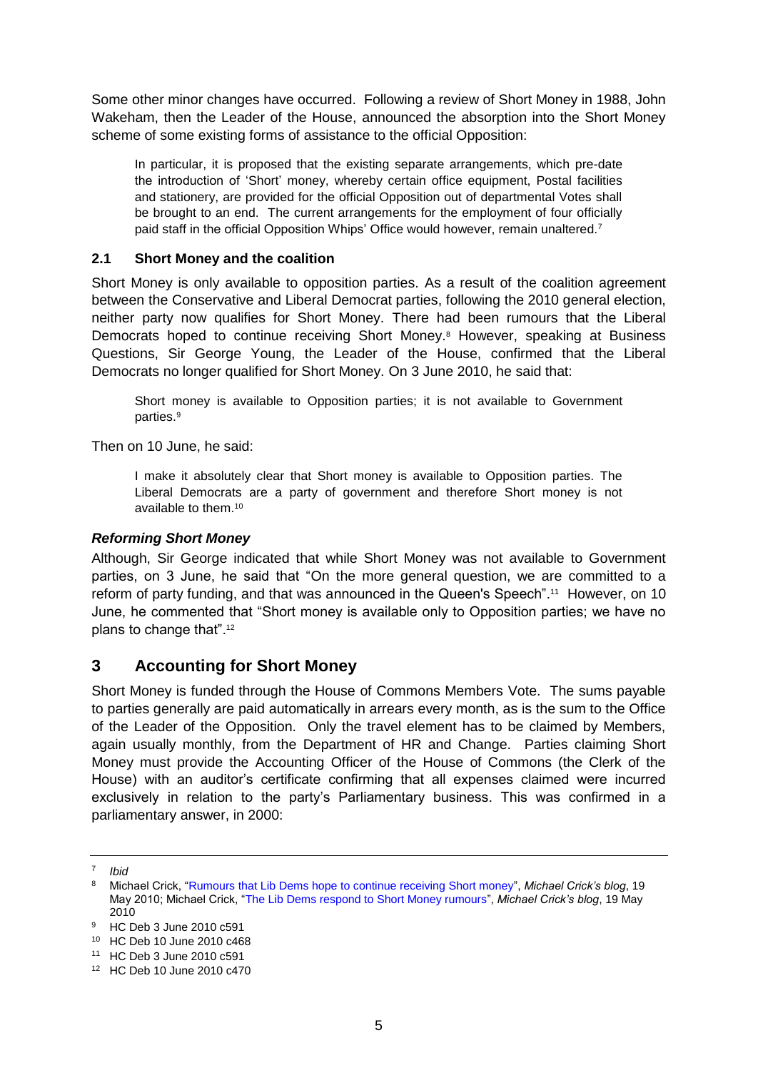Some other minor changes have occurred. Following a review of Short Money in 1988, John Wakeham, then the Leader of the House, announced the absorption into the Short Money scheme of some existing forms of assistance to the official Opposition:

> In particular, it is proposed that the existing separate arrangements, which pre-date the introduction of 'Short' money, whereby certain office equipment, Postal facilities and stationery, are provided for the official Opposition out of departmental Votes shall be brought to an end. The current arrangements for the employment of four officially paid staff in the official Opposition Whips' Office would however, remain unaltered.[7]

### 2.1 Short Money and the coalition

Short Money is only available to opposition parties. As a result of the coalition agreement between the Conservative and Liberal Democrat parties, following the 2010 general election, neither party now qualifies for Short Money. There had been rumours that the Liberal Democrats hoped to continue receiving Short Money.[8] However, speaking at Business Questions, Sir George Young, the Leader of the House, confirmed that the Liberal Democrats no longer qualified for Short Money. On 3 June 2010, he said that:

> Short money is available to Opposition parties; it is not available to Government parties.[9]

Then on 10 June, he said:

> I make it absolutely clear that Short money is available to Opposition parties. The Liberal Democrats are a party of government and therefore Short money is not available to them.[10]

#### *Reforming Short Money*

Although, Sir George indicated that while Short Money was not available to Government parties, on 3 June, he said that "On the more general question, we are committed to a reform of party funding, and that was announced in the Queen's Speech".[11] However, on 10 June, he commented that "Short money is available only to Opposition parties; we have no plans to change that".[12]

## 3 Accounting for Short Money

Short Money is funded through the House of Commons Members Vote. The sums payable to parties generally are paid automatically in arrears every month, as is the sum to the Office of the Leader of the Opposition. Only the travel element has to be claimed by Members, again usually monthly, from the Department of HR and Change. Parties claiming Short Money must provide the Accounting Officer of the House of Commons (the Clerk of the House) with an auditor's certificate confirming that all expenses claimed were incurred exclusively in relation to the party's Parliamentary business. This was confirmed in a parliamentary answer, in 2000:

---

7 *Ibid*

8 Michael Crick, "Rumours that Lib Dems hope to continue receiving Short money", *Michael Crick's blog*, 19 May 2010; Michael Crick, "The Lib Dems respond to Short Money rumours", *Michael Crick's blog*, 19 May 2010

9 HC Deb 3 June 2010 c591

10 HC Deb 10 June 2010 c468

11 HC Deb 3 June 2010 c591

12 HC Deb 10 June 2010 c470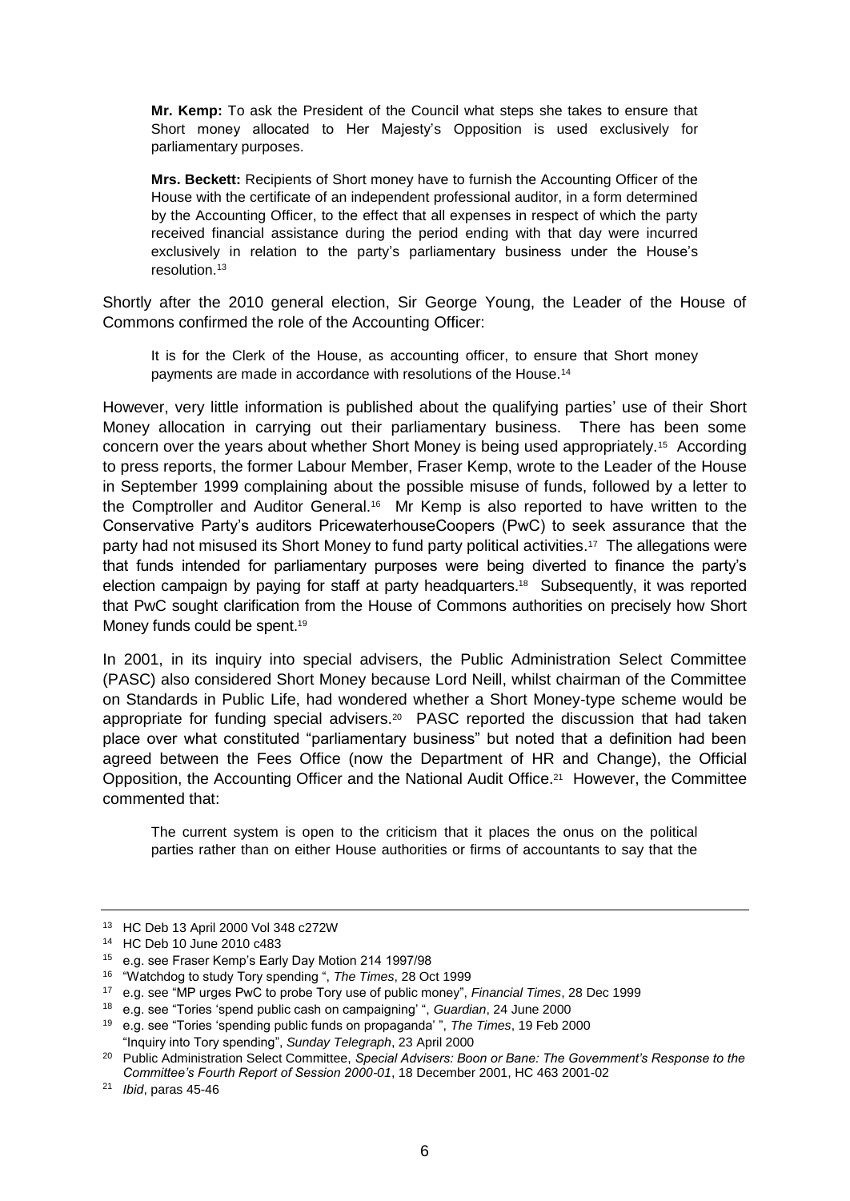> **Mr. Kemp:** To ask the President of the Council what steps she takes to ensure that Short money allocated to Her Majesty's Opposition is used exclusively for parliamentary purposes.
>
> **Mrs. Beckett:** Recipients of Short money have to furnish the Accounting Officer of the House with the certificate of an independent professional auditor, in a form determined by the Accounting Officer, to the effect that all expenses in respect of which the party received financial assistance during the period ending with that day were incurred exclusively in relation to the party's parliamentary business under the House's resolution.[13]

Shortly after the 2010 general election, Sir George Young, the Leader of the House of Commons confirmed the role of the Accounting Officer:

> It is for the Clerk of the House, as accounting officer, to ensure that Short money payments are made in accordance with resolutions of the House.[14]

However, very little information is published about the qualifying parties' use of their Short Money allocation in carrying out their parliamentary business. There has been some concern over the years about whether Short Money is being used appropriately.[15] According to press reports, the former Labour Member, Fraser Kemp, wrote to the Leader of the House in September 1999 complaining about the possible misuse of funds, followed by a letter to the Comptroller and Auditor General.[16] Mr Kemp is also reported to have written to the Conservative Party's auditors PricewaterhouseCoopers (PwC) to seek assurance that the party had not misused its Short Money to fund party political activities.[17] The allegations were that funds intended for parliamentary purposes were being diverted to finance the party's election campaign by paying for staff at party headquarters.[18] Subsequently, it was reported that PwC sought clarification from the House of Commons authorities on precisely how Short Money funds could be spent.[19]

In 2001, in its inquiry into special advisers, the Public Administration Select Committee (PASC) also considered Short Money because Lord Neill, whilst chairman of the Committee on Standards in Public Life, had wondered whether a Short Money-type scheme would be appropriate for funding special advisers.[20] PASC reported the discussion that had taken place over what constituted "parliamentary business" but noted that a definition had been agreed between the Fees Office (now the Department of HR and Change), the Official Opposition, the Accounting Officer and the National Audit Office.[21] However, the Committee commented that:

> The current system is open to the criticism that it places the onus on the political parties rather than on either House authorities or firms of accountants to say that the

---

[13] HC Deb 13 April 2000 Vol 348 c272W

[14] HC Deb 10 June 2010 c483

[15] e.g. see Fraser Kemp's Early Day Motion 214 1997/98

[16] "Watchdog to study Tory spending ", *The Times*, 28 Oct 1999

[17] e.g. see "MP urges PwC to probe Tory use of public money", *Financial Times*, 28 Dec 1999

[18] e.g. see "Tories 'spend public cash on campaigning' ", *Guardian*, 24 June 2000

[19] e.g. see "Tories 'spending public funds on propaganda' ", *The Times*, 19 Feb 2000
"Inquiry into Tory spending", *Sunday Telegraph*, 23 April 2000

[20] Public Administration Select Committee, *Special Advisers: Boon or Bane: The Government's Response to the Committee's Fourth Report of Session 2000-01*, 18 December 2001, HC 463 2001-02

[21] *Ibid*, paras 45-46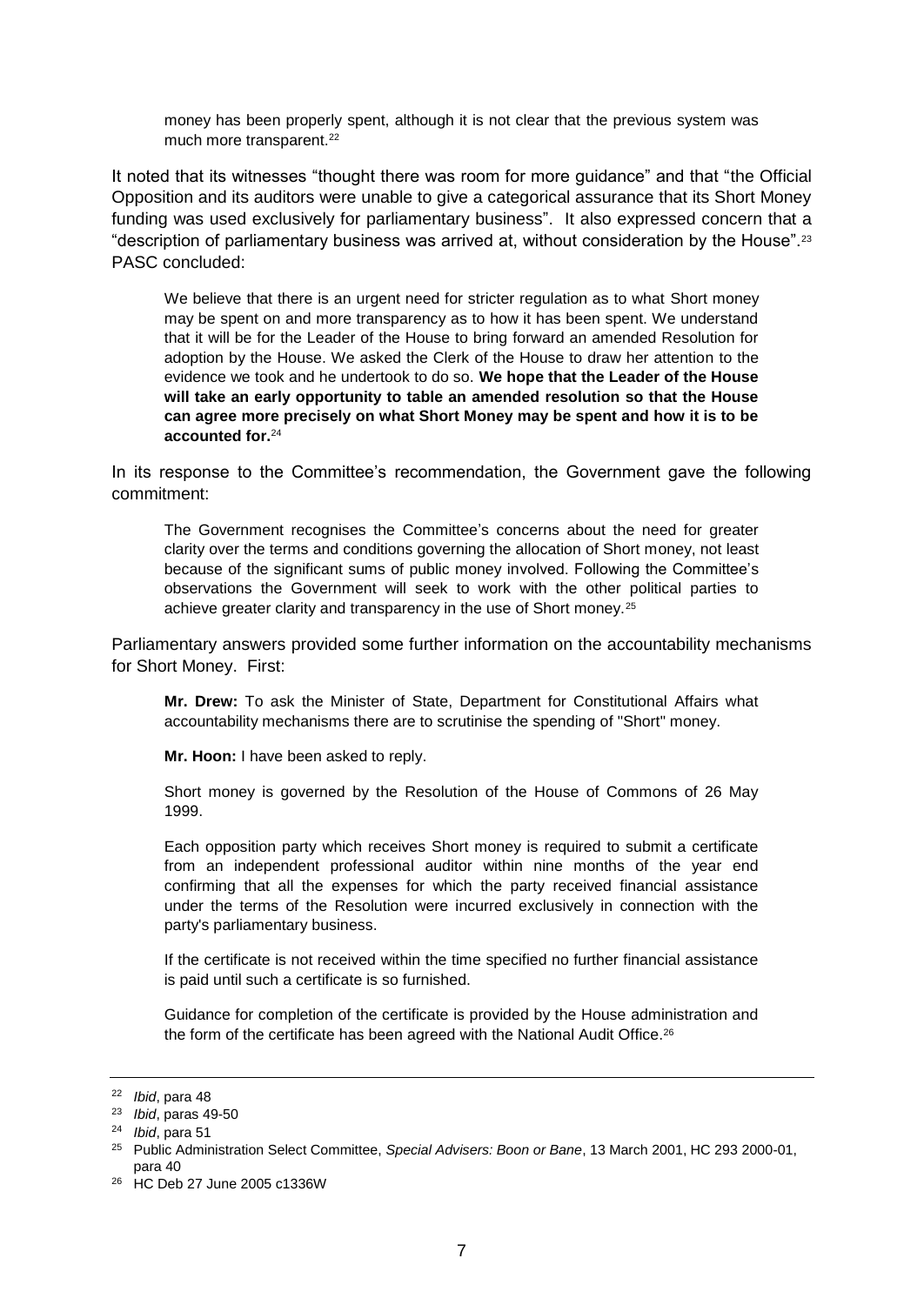> money has been properly spent, although it is not clear that the previous system was much more transparent.[22]

It noted that its witnesses "thought there was room for more guidance" and that "the Official Opposition and its auditors were unable to give a categorical assurance that its Short Money funding was used exclusively for parliamentary business". It also expressed concern that a "description of parliamentary business was arrived at, without consideration by the House".[23] PASC concluded:

> We believe that there is an urgent need for stricter regulation as to what Short money may be spent on and more transparency as to how it has been spent. We understand that it will be for the Leader of the House to bring forward an amended Resolution for adoption by the House. We asked the Clerk of the House to draw her attention to the evidence we took and he undertook to do so. **We hope that the Leader of the House will take an early opportunity to table an amended resolution so that the House can agree more precisely on what Short Money may be spent and how it is to be accounted for.**[24]

In its response to the Committee's recommendation, the Government gave the following commitment:

> The Government recognises the Committee's concerns about the need for greater clarity over the terms and conditions governing the allocation of Short money, not least because of the significant sums of public money involved. Following the Committee's observations the Government will seek to work with the other political parties to achieve greater clarity and transparency in the use of Short money.[25]

Parliamentary answers provided some further information on the accountability mechanisms for Short Money. First:

> **Mr. Drew:** To ask the Minister of State, Department for Constitutional Affairs what accountability mechanisms there are to scrutinise the spending of "Short" money.
>
> **Mr. Hoon:** I have been asked to reply.
>
> Short money is governed by the Resolution of the House of Commons of 26 May 1999.
>
> Each opposition party which receives Short money is required to submit a certificate from an independent professional auditor within nine months of the year end confirming that all the expenses for which the party received financial assistance under the terms of the Resolution were incurred exclusively in connection with the party's parliamentary business.
>
> If the certificate is not received within the time specified no further financial assistance is paid until such a certificate is so furnished.
>
> Guidance for completion of the certificate is provided by the House administration and the form of the certificate has been agreed with the National Audit Office.[26]

---

[22] *Ibid*, para 48

[23] *Ibid*, paras 49-50

[24] *Ibid*, para 51

[25] Public Administration Select Committee, *Special Advisers: Boon or Bane*, 13 March 2001, HC 293 2000-01, para 40

[26] HC Deb 27 June 2005 c1336W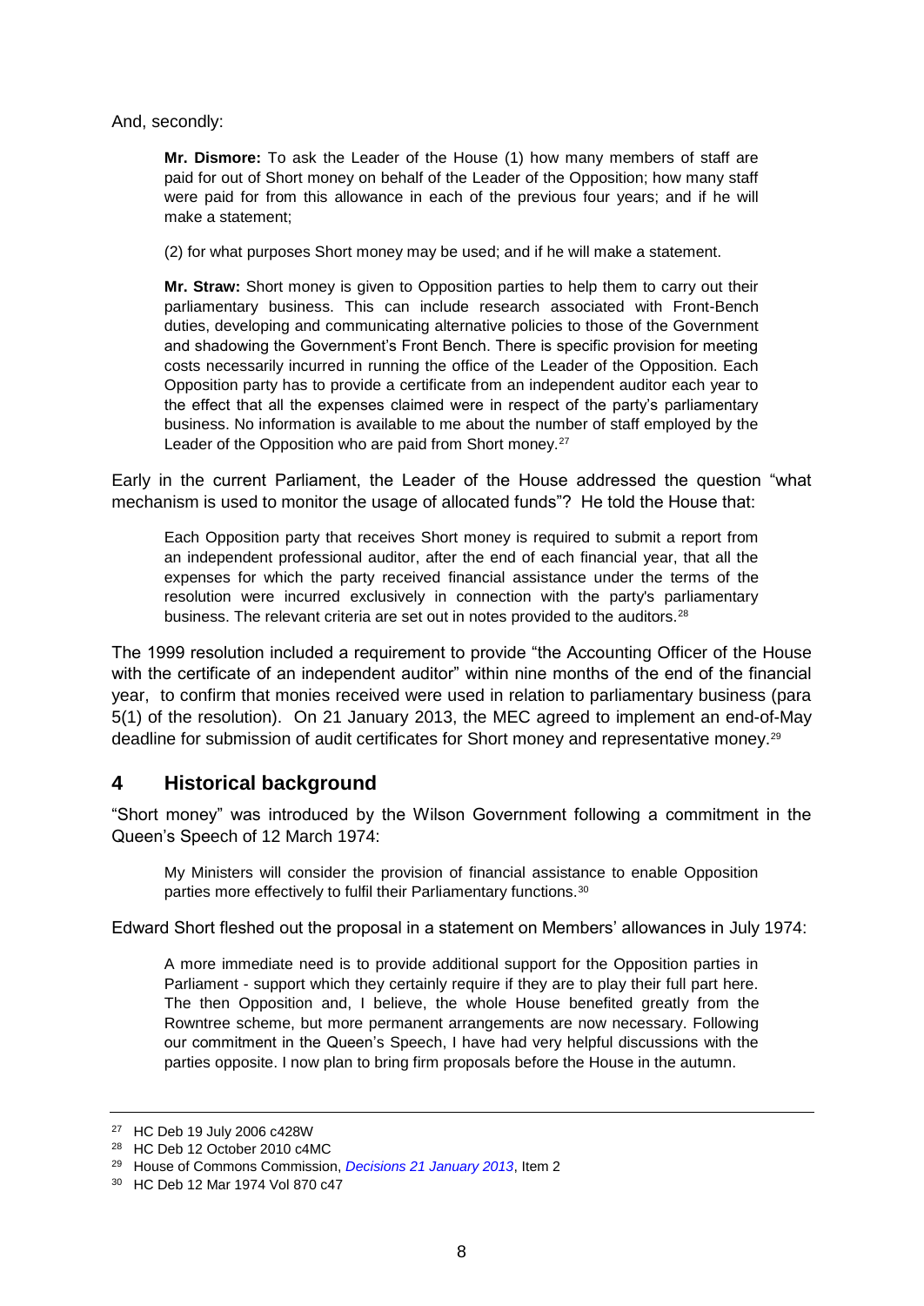And, secondly:

> **Mr. Dismore:** To ask the Leader of the House (1) how many members of staff are paid for out of Short money on behalf of the Leader of the Opposition; how many staff were paid for from this allowance in each of the previous four years; and if he will make a statement;
>
> (2) for what purposes Short money may be used; and if he will make a statement.
>
> **Mr. Straw:** Short money is given to Opposition parties to help them to carry out their parliamentary business. This can include research associated with Front-Bench duties, developing and communicating alternative policies to those of the Government and shadowing the Government's Front Bench. There is specific provision for meeting costs necessarily incurred in running the office of the Leader of the Opposition. Each Opposition party has to provide a certificate from an independent auditor each year to the effect that all the expenses claimed were in respect of the party's parliamentary business. No information is available to me about the number of staff employed by the Leader of the Opposition who are paid from Short money.[27]

Early in the current Parliament, the Leader of the House addressed the question "what mechanism is used to monitor the usage of allocated funds"? He told the House that:

> Each Opposition party that receives Short money is required to submit a report from an independent professional auditor, after the end of each financial year, that all the expenses for which the party received financial assistance under the terms of the resolution were incurred exclusively in connection with the party's parliamentary business. The relevant criteria are set out in notes provided to the auditors.[28]

The 1999 resolution included a requirement to provide "the Accounting Officer of the House with the certificate of an independent auditor" within nine months of the end of the financial year, to confirm that monies received were used in relation to parliamentary business (para 5(1) of the resolution). On 21 January 2013, the MEC agreed to implement an end-of-May deadline for submission of audit certificates for Short money and representative money.[29]

## 4 Historical background

"Short money" was introduced by the Wilson Government following a commitment in the Queen's Speech of 12 March 1974:

> My Ministers will consider the provision of financial assistance to enable Opposition parties more effectively to fulfil their Parliamentary functions.[30]

Edward Short fleshed out the proposal in a statement on Members' allowances in July 1974:

> A more immediate need is to provide additional support for the Opposition parties in Parliament - support which they certainly require if they are to play their full part here. The then Opposition and, I believe, the whole House benefited greatly from the Rowntree scheme, but more permanent arrangements are now necessary. Following our commitment in the Queen's Speech, I have had very helpful discussions with the parties opposite. I now plan to bring firm proposals before the House in the autumn.

---

[27] HC Deb 19 July 2006 c428W

[28] HC Deb 12 October 2010 c4MC

[29] House of Commons Commission, *Decisions 21 January 2013*, Item 2

[30] HC Deb 12 Mar 1974 Vol 870 c47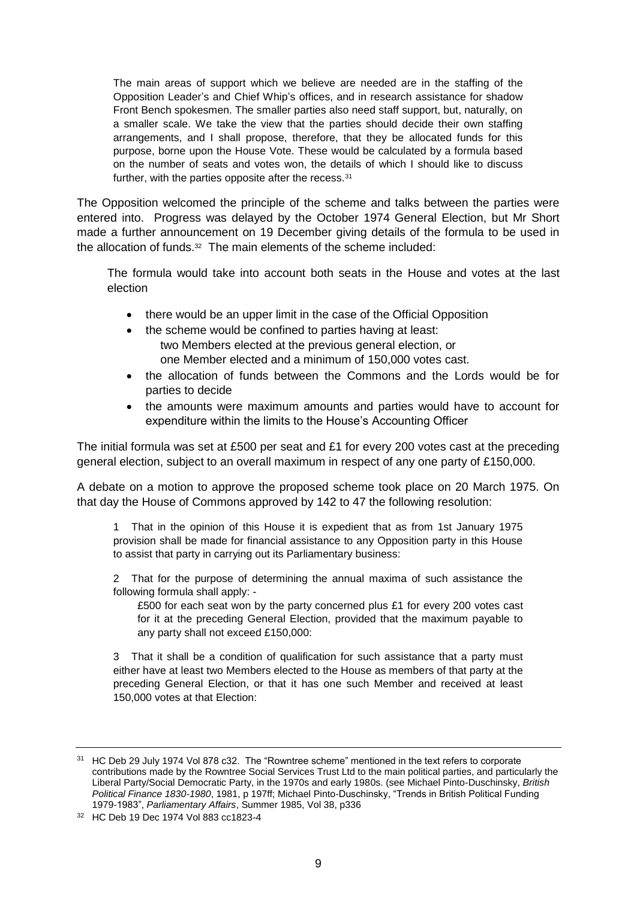> The main areas of support which we believe are needed are in the staffing of the Opposition Leader's and Chief Whip's offices, and in research assistance for shadow Front Bench spokesmen. The smaller parties also need staff support, but, naturally, on a smaller scale. We take the view that the parties should decide their own staffing arrangements, and I shall propose, therefore, that they be allocated funds for this purpose, borne upon the House Vote. These would be calculated by a formula based on the number of seats and votes won, the details of which I should like to discuss further, with the parties opposite after the recess.[31]

The Opposition welcomed the principle of the scheme and talks between the parties were entered into. Progress was delayed by the October 1974 General Election, but Mr Short made a further announcement on 19 December giving details of the formula to be used in the allocation of funds.[32] The main elements of the scheme included:

> The formula would take into account both seats in the House and votes at the last election
>
> - there would be an upper limit in the case of the Official Opposition
> - the scheme would be confined to parties having at least:
>   - two Members elected at the previous general election, or
>   - one Member elected and a minimum of 150,000 votes cast.
> - the allocation of funds between the Commons and the Lords would be for parties to decide
> - the amounts were maximum amounts and parties would have to account for expenditure within the limits to the House's Accounting Officer

The initial formula was set at £500 per seat and £1 for every 200 votes cast at the preceding general election, subject to an overall maximum in respect of any one party of £150,000.

A debate on a motion to approve the proposed scheme took place on 20 March 1975. On that day the House of Commons approved by 142 to 47 the following resolution:

> 1 That in the opinion of this House it is expedient that as from 1st January 1975 provision shall be made for financial assistance to any Opposition party in this House to assist that party in carrying out its Parliamentary business:
>
> 2 That for the purpose of determining the annual maxima of such assistance the following formula shall apply: -
>
> > £500 for each seat won by the party concerned plus £1 for every 200 votes cast for it at the preceding General Election, provided that the maximum payable to any party shall not exceed £150,000:
>
> 3 That it shall be a condition of qualification for such assistance that a party must either have at least two Members elected to the House as members of that party at the preceding General Election, or that it has one such Member and received at least 150,000 votes at that Election:

---

[31] HC Deb 29 July 1974 Vol 878 c32. The "Rowntree scheme" mentioned in the text refers to corporate contributions made by the Rowntree Social Services Trust Ltd to the main political parties, and particularly the Liberal Party/Social Democratic Party, in the 1970s and early 1980s. (see Michael Pinto-Duschinsky, *British Political Finance 1830-1980*, 1981, p 197ff; Michael Pinto-Duschinsky, "Trends in British Political Funding 1979-1983", *Parliamentary Affairs*, Summer 1985, Vol 38, p336

[32] HC Deb 19 Dec 1974 Vol 883 cc1823-4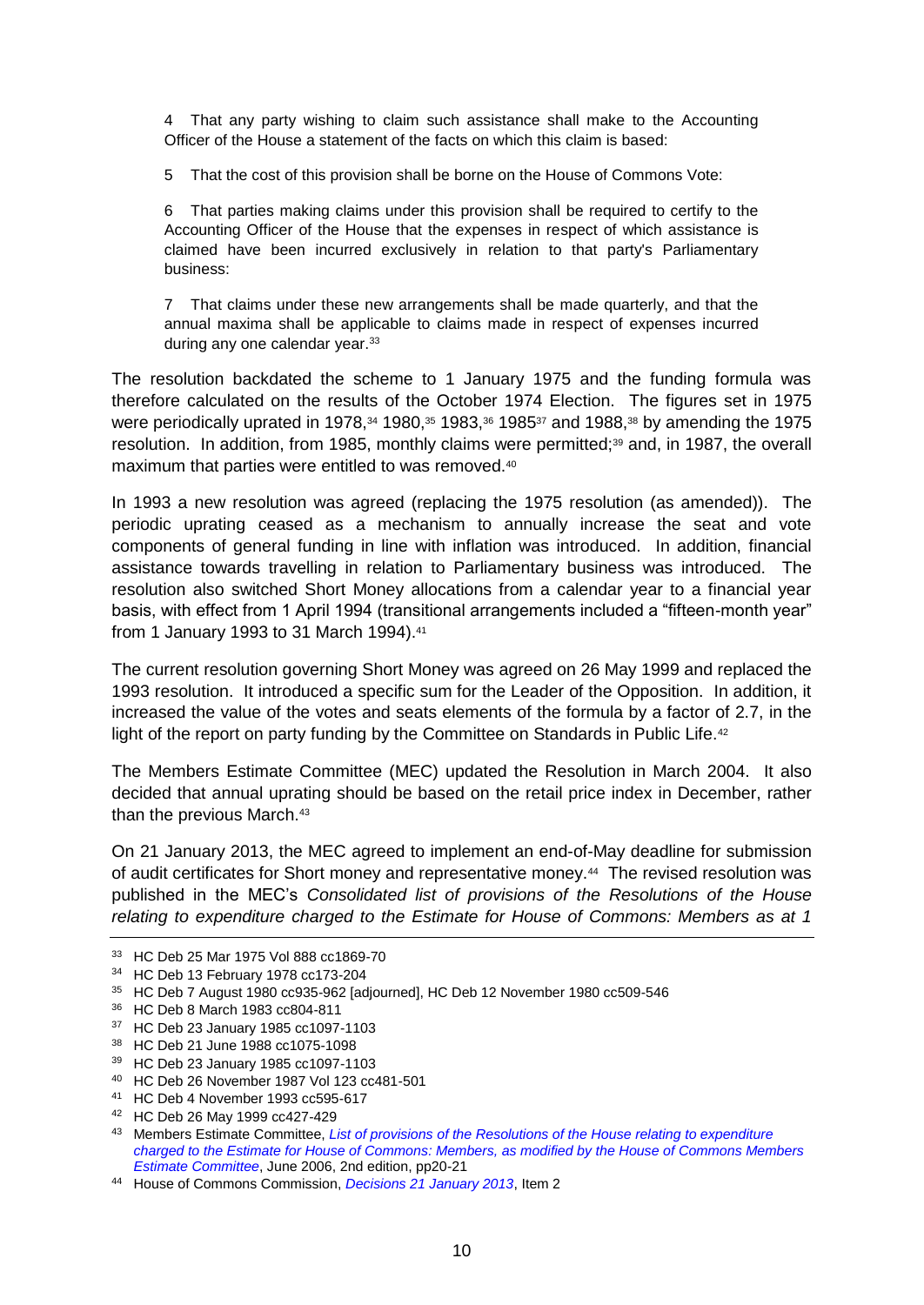4 That any party wishing to claim such assistance shall make to the Accounting Officer of the House a statement of the facts on which this claim is based:

5 That the cost of this provision shall be borne on the House of Commons Vote:

6 That parties making claims under this provision shall be required to certify to the Accounting Officer of the House that the expenses in respect of which assistance is claimed have been incurred exclusively in relation to that party's Parliamentary business:

7 That claims under these new arrangements shall be made quarterly, and that the annual maxima shall be applicable to claims made in respect of expenses incurred during any one calendar year.[33]

The resolution backdated the scheme to 1 January 1975 and the funding formula was therefore calculated on the results of the October 1974 Election. The figures set in 1975 were periodically uprated in 1978,[34] 1980,[35] 1983,[36] 1985[37] and 1988,[38] by amending the 1975 resolution. In addition, from 1985, monthly claims were permitted;[39] and, in 1987, the overall maximum that parties were entitled to was removed.[40]

In 1993 a new resolution was agreed (replacing the 1975 resolution (as amended)). The periodic uprating ceased as a mechanism to annually increase the seat and vote components of general funding in line with inflation was introduced. In addition, financial assistance towards travelling in relation to Parliamentary business was introduced. The resolution also switched Short Money allocations from a calendar year to a financial year basis, with effect from 1 April 1994 (transitional arrangements included a "fifteen-month year" from 1 January 1993 to 31 March 1994).[41]

The current resolution governing Short Money was agreed on 26 May 1999 and replaced the 1993 resolution. It introduced a specific sum for the Leader of the Opposition. In addition, it increased the value of the votes and seats elements of the formula by a factor of 2.7, in the light of the report on party funding by the Committee on Standards in Public Life.[42]

The Members Estimate Committee (MEC) updated the Resolution in March 2004. It also decided that annual uprating should be based on the retail price index in December, rather than the previous March.[43]

On 21 January 2013, the MEC agreed to implement an end-of-May deadline for submission of audit certificates for Short money and representative money.[44] The revised resolution was published in the MEC's *Consolidated list of provisions of the Resolutions of the House relating to expenditure charged to the Estimate for House of Commons: Members as at 1*

---

33 HC Deb 25 Mar 1975 Vol 888 cc1869-70

34 HC Deb 13 February 1978 cc173-204

35 HC Deb 7 August 1980 cc935-962 [adjourned], HC Deb 12 November 1980 cc509-546

36 HC Deb 8 March 1983 cc804-811

37 HC Deb 23 January 1985 cc1097-1103

38 HC Deb 21 June 1988 cc1075-1098

39 HC Deb 23 January 1985 cc1097-1103

40 HC Deb 26 November 1987 Vol 123 cc481-501

41 HC Deb 4 November 1993 cc595-617

42 HC Deb 26 May 1999 cc427-429

43 Members Estimate Committee, *List of provisions of the Resolutions of the House relating to expenditure charged to the Estimate for House of Commons: Members, as modified by the House of Commons Members Estimate Committee*, June 2006, 2nd edition, pp20-21

44 House of Commons Commission, *Decisions 21 January 2013*, Item 2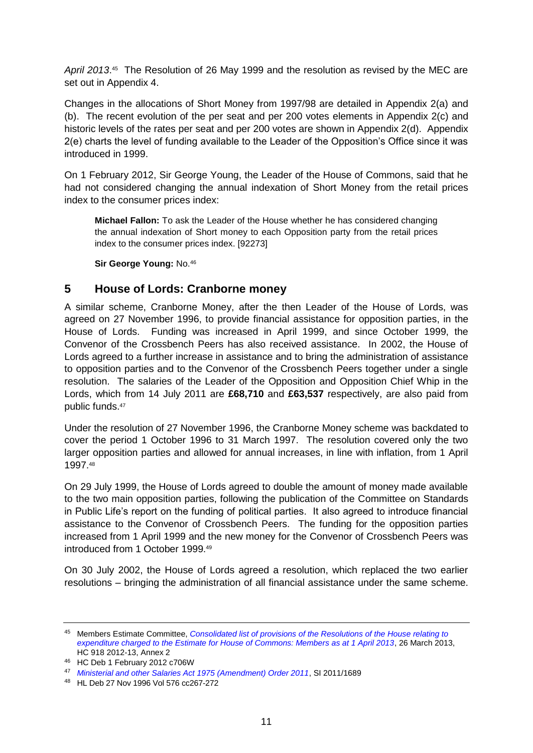*April 2013*.[45] The Resolution of 26 May 1999 and the resolution as revised by the MEC are set out in Appendix 4.

Changes in the allocations of Short Money from 1997/98 are detailed in Appendix 2(a) and (b). The recent evolution of the per seat and per 200 votes elements in Appendix 2(c) and historic levels of the rates per seat and per 200 votes are shown in Appendix 2(d). Appendix 2(e) charts the level of funding available to the Leader of the Opposition's Office since it was introduced in 1999.

On 1 February 2012, Sir George Young, the Leader of the House of Commons, said that he had not considered changing the annual indexation of Short Money from the retail prices index to the consumer prices index:

> **Michael Fallon:** To ask the Leader of the House whether he has considered changing the annual indexation of Short money to each Opposition party from the retail prices index to the consumer prices index. [92273]
>
> **Sir George Young:** No.[46]

## 5 House of Lords: Cranborne money

A similar scheme, Cranborne Money, after the then Leader of the House of Lords, was agreed on 27 November 1996, to provide financial assistance for opposition parties, in the House of Lords. Funding was increased in April 1999, and since October 1999, the Convenor of the Crossbench Peers has also received assistance. In 2002, the House of Lords agreed to a further increase in assistance and to bring the administration of assistance to opposition parties and to the Convenor of the Crossbench Peers together under a single resolution. The salaries of the Leader of the Opposition and Opposition Chief Whip in the Lords, which from 14 July 2011 are **£68,710** and **£63,537** respectively, are also paid from public funds.[47]

Under the resolution of 27 November 1996, the Cranborne Money scheme was backdated to cover the period 1 October 1996 to 31 March 1997. The resolution covered only the two larger opposition parties and allowed for annual increases, in line with inflation, from 1 April 1997.[48]

On 29 July 1999, the House of Lords agreed to double the amount of money made available to the two main opposition parties, following the publication of the Committee on Standards in Public Life's report on the funding of political parties. It also agreed to introduce financial assistance to the Convenor of Crossbench Peers. The funding for the opposition parties increased from 1 April 1999 and the new money for the Convenor of Crossbench Peers was introduced from 1 October 1999.[49]

On 30 July 2002, the House of Lords agreed a resolution, which replaced the two earlier resolutions – bringing the administration of all financial assistance under the same scheme.

---

[45] Members Estimate Committee, *Consolidated list of provisions of the Resolutions of the House relating to expenditure charged to the Estimate for House of Commons: Members as at 1 April 2013*, 26 March 2013, HC 918 2012-13, Annex 2

[46] HC Deb 1 February 2012 c706W

[47] *Ministerial and other Salaries Act 1975 (Amendment) Order 2011*, SI 2011/1689

[48] HL Deb 27 Nov 1996 Vol 576 cc267-272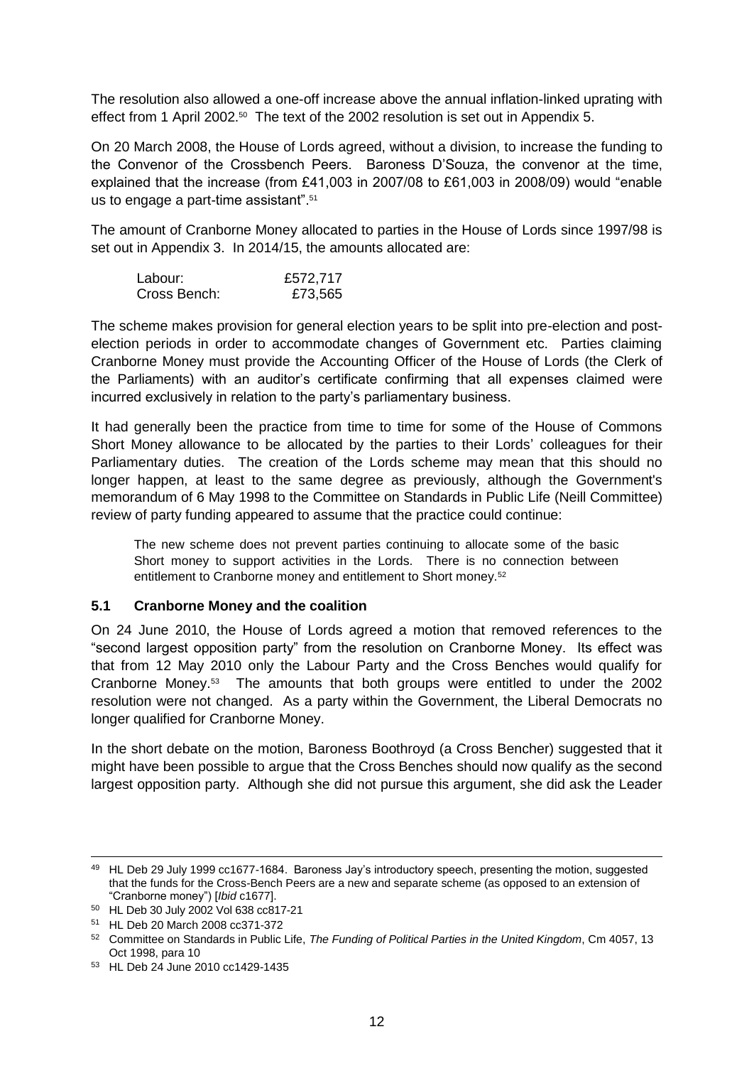The resolution also allowed a one-off increase above the annual inflation-linked uprating with effect from 1 April 2002.[50] The text of the 2002 resolution is set out in Appendix 5.

On 20 March 2008, the House of Lords agreed, without a division, to increase the funding to the Convenor of the Crossbench Peers. Baroness D'Souza, the convenor at the time, explained that the increase (from £41,003 in 2007/08 to £61,003 in 2008/09) would "enable us to engage a part-time assistant".[51]

The amount of Cranborne Money allocated to parties in the House of Lords since 1997/98 is set out in Appendix 3. In 2014/15, the amounts allocated are:

| | |
|---|---|
| Labour: | £572,717 |
| Cross Bench: | £73,565 |

The scheme makes provision for general election years to be split into pre-election and post-election periods in order to accommodate changes of Government etc. Parties claiming Cranborne Money must provide the Accounting Officer of the House of Lords (the Clerk of the Parliaments) with an auditor's certificate confirming that all expenses claimed were incurred exclusively in relation to the party's parliamentary business.

It had generally been the practice from time to time for some of the House of Commons Short Money allowance to be allocated by the parties to their Lords' colleagues for their Parliamentary duties. The creation of the Lords scheme may mean that this should no longer happen, at least to the same degree as previously, although the Government's memorandum of 6 May 1998 to the Committee on Standards in Public Life (Neill Committee) review of party funding appeared to assume that the practice could continue:

> The new scheme does not prevent parties continuing to allocate some of the basic Short money to support activities in the Lords. There is no connection between entitlement to Cranborne money and entitlement to Short money.[52]

### 5.1 Cranborne Money and the coalition

On 24 June 2010, the House of Lords agreed a motion that removed references to the "second largest opposition party" from the resolution on Cranborne Money. Its effect was that from 12 May 2010 only the Labour Party and the Cross Benches would qualify for Cranborne Money.[53] The amounts that both groups were entitled to under the 2002 resolution were not changed. As a party within the Government, the Liberal Democrats no longer qualified for Cranborne Money.

In the short debate on the motion, Baroness Boothroyd (a Cross Bencher) suggested that it might have been possible to argue that the Cross Benches should now qualify as the second largest opposition party. Although she did not pursue this argument, she did ask the Leader

---

[49] HL Deb 29 July 1999 cc1677-1684. Baroness Jay's introductory speech, presenting the motion, suggested that the funds for the Cross-Bench Peers are a new and separate scheme (as opposed to an extension of "Cranborne money") [*Ibid* c1677].

[50] HL Deb 30 July 2002 Vol 638 cc817-21

[51] HL Deb 20 March 2008 cc371-372

[52] Committee on Standards in Public Life, *The Funding of Political Parties in the United Kingdom*, Cm 4057, 13 Oct 1998, para 10

[53] HL Deb 24 June 2010 cc1429-1435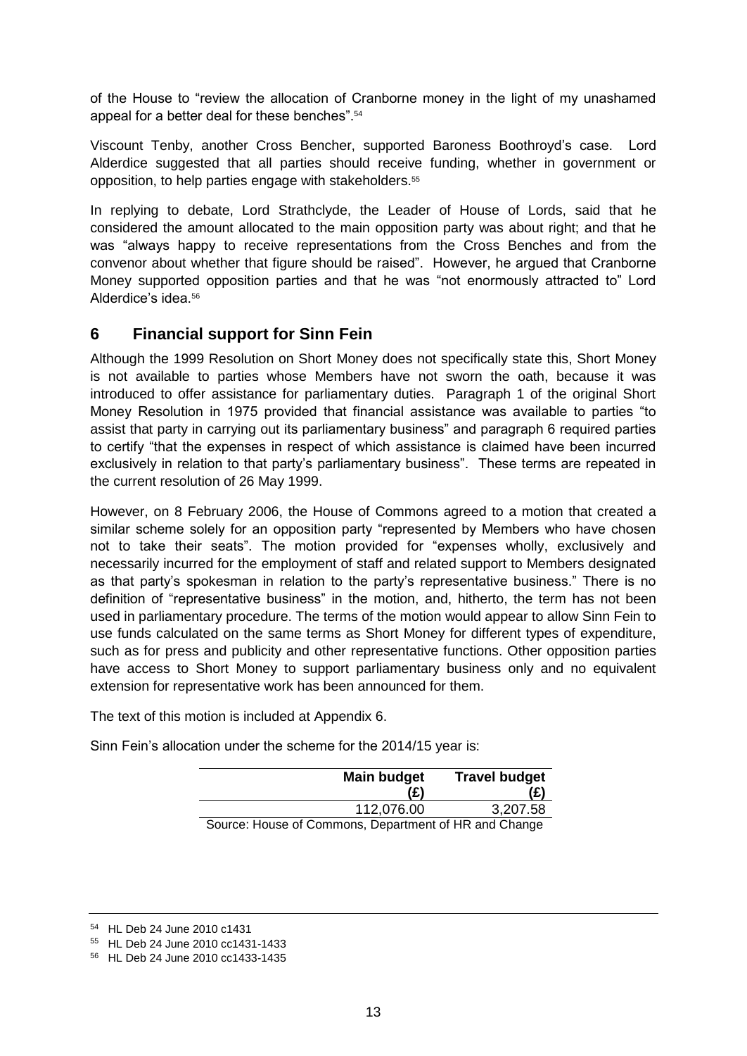of the House to "review the allocation of Cranborne money in the light of my unashamed appeal for a better deal for these benches".[54]

Viscount Tenby, another Cross Bencher, supported Baroness Boothroyd's case. Lord Alderdice suggested that all parties should receive funding, whether in government or opposition, to help parties engage with stakeholders.[55]

In replying to debate, Lord Strathclyde, the Leader of House of Lords, said that he considered the amount allocated to the main opposition party was about right; and that he was "always happy to receive representations from the Cross Benches and from the convenor about whether that figure should be raised". However, he argued that Cranborne Money supported opposition parties and that he was "not enormously attracted to" Lord Alderdice's idea.[56]

## 6 Financial support for Sinn Fein

Although the 1999 Resolution on Short Money does not specifically state this, Short Money is not available to parties whose Members have not sworn the oath, because it was introduced to offer assistance for parliamentary duties. Paragraph 1 of the original Short Money Resolution in 1975 provided that financial assistance was available to parties "to assist that party in carrying out its parliamentary business" and paragraph 6 required parties to certify "that the expenses in respect of which assistance is claimed have been incurred exclusively in relation to that party's parliamentary business". These terms are repeated in the current resolution of 26 May 1999.

However, on 8 February 2006, the House of Commons agreed to a motion that created a similar scheme solely for an opposition party "represented by Members who have chosen not to take their seats". The motion provided for "expenses wholly, exclusively and necessarily incurred for the employment of staff and related support to Members designated as that party's spokesman in relation to the party's representative business." There is no definition of "representative business" in the motion, and, hitherto, the term has not been used in parliamentary procedure. The terms of the motion would appear to allow Sinn Fein to use funds calculated on the same terms as Short Money for different types of expenditure, such as for press and publicity and other representative functions. Other opposition parties have access to Short Money to support parliamentary business only and no equivalent extension for representative work has been announced for them.

The text of this motion is included at Appendix 6.

Sinn Fein's allocation under the scheme for the 2014/15 year is:

| Main budget (£) | Travel budget (£) |
|---|---|
| 112,076.00 | 3,207.58 |

Source: House of Commons, Department of HR and Change

[54] HL Deb 24 June 2010 c1431

[55] HL Deb 24 June 2010 cc1431-1433

[56] HL Deb 24 June 2010 cc1433-1435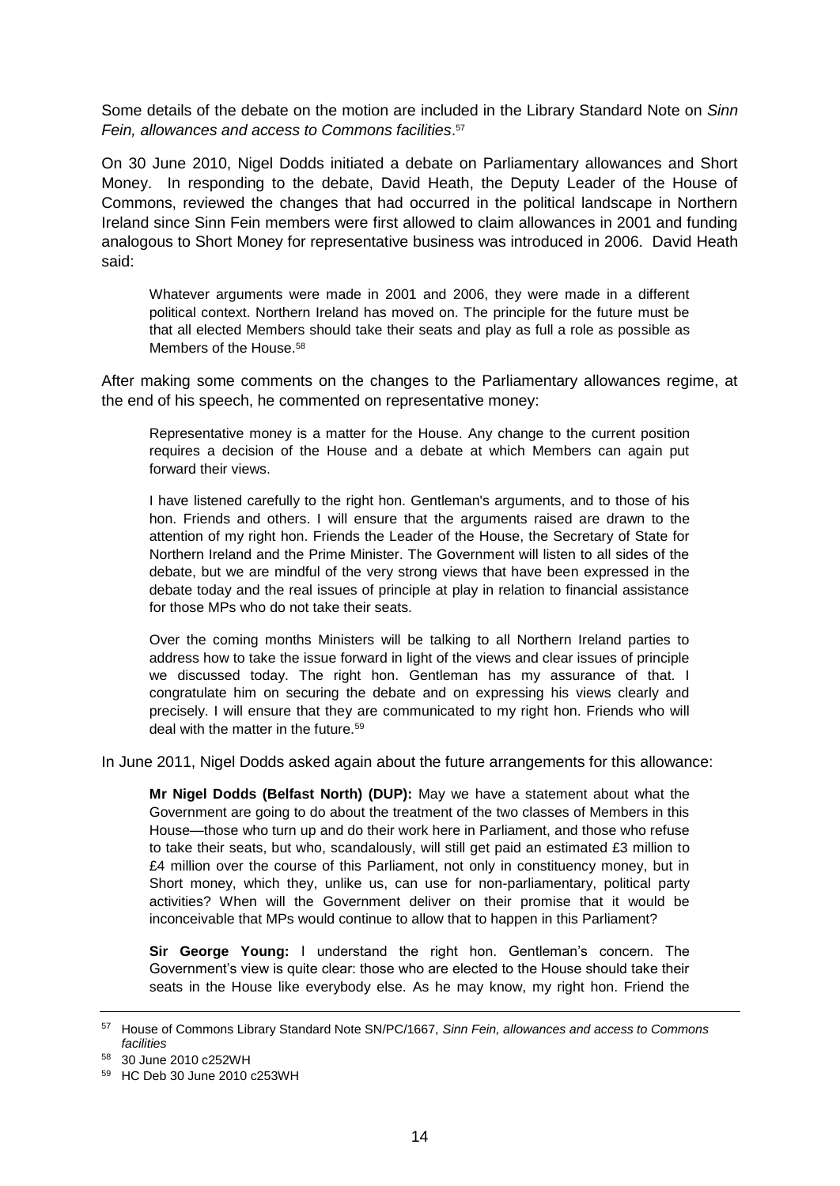Some details of the debate on the motion are included in the Library Standard Note on *Sinn Fein, allowances and access to Commons facilities*.[57]

On 30 June 2010, Nigel Dodds initiated a debate on Parliamentary allowances and Short Money. In responding to the debate, David Heath, the Deputy Leader of the House of Commons, reviewed the changes that had occurred in the political landscape in Northern Ireland since Sinn Fein members were first allowed to claim allowances in 2001 and funding analogous to Short Money for representative business was introduced in 2006. David Heath said:

> Whatever arguments were made in 2001 and 2006, they were made in a different political context. Northern Ireland has moved on. The principle for the future must be that all elected Members should take their seats and play as full a role as possible as Members of the House.[58]

After making some comments on the changes to the Parliamentary allowances regime, at the end of his speech, he commented on representative money:

> Representative money is a matter for the House. Any change to the current position requires a decision of the House and a debate at which Members can again put forward their views.
>
> I have listened carefully to the right hon. Gentleman's arguments, and to those of his hon. Friends and others. I will ensure that the arguments raised are drawn to the attention of my right hon. Friends the Leader of the House, the Secretary of State for Northern Ireland and the Prime Minister. The Government will listen to all sides of the debate, but we are mindful of the very strong views that have been expressed in the debate today and the real issues of principle at play in relation to financial assistance for those MPs who do not take their seats.
>
> Over the coming months Ministers will be talking to all Northern Ireland parties to address how to take the issue forward in light of the views and clear issues of principle we discussed today. The right hon. Gentleman has my assurance of that. I congratulate him on securing the debate and on expressing his views clearly and precisely. I will ensure that they are communicated to my right hon. Friends who will deal with the matter in the future.[59]

In June 2011, Nigel Dodds asked again about the future arrangements for this allowance:

> **Mr Nigel Dodds (Belfast North) (DUP):** May we have a statement about what the Government are going to do about the treatment of the two classes of Members in this House—those who turn up and do their work here in Parliament, and those who refuse to take their seats, but who, scandalously, will still get paid an estimated £3 million to £4 million over the course of this Parliament, not only in constituency money, but in Short money, which they, unlike us, can use for non-parliamentary, political party activities? When will the Government deliver on their promise that it would be inconceivable that MPs would continue to allow that to happen in this Parliament?
>
> **Sir George Young:** I understand the right hon. Gentleman's concern. The Government's view is quite clear: those who are elected to the House should take their seats in the House like everybody else. As he may know, my right hon. Friend the

---

[57] House of Commons Library Standard Note SN/PC/1667, *Sinn Fein, allowances and access to Commons facilities*

[58] 30 June 2010 c252WH

[59] HC Deb 30 June 2010 c253WH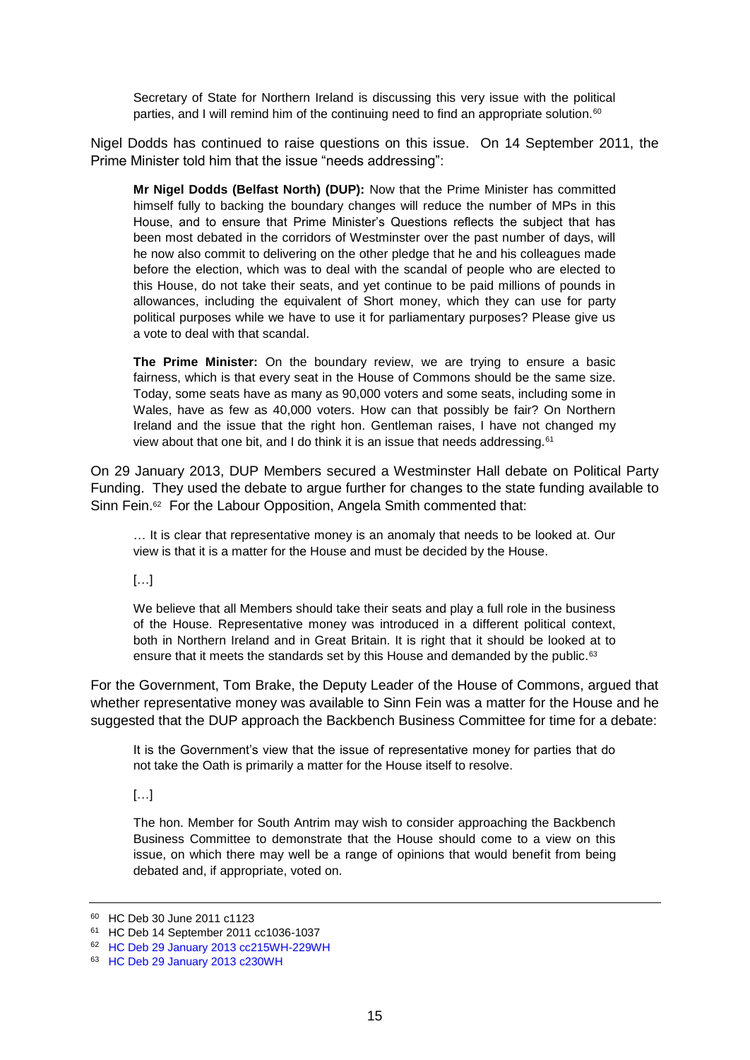> Secretary of State for Northern Ireland is discussing this very issue with the political parties, and I will remind him of the continuing need to find an appropriate solution.[60]

Nigel Dodds has continued to raise questions on this issue. On 14 September 2011, the Prime Minister told him that the issue "needs addressing":

> **Mr Nigel Dodds (Belfast North) (DUP):** Now that the Prime Minister has committed himself fully to backing the boundary changes will reduce the number of MPs in this House, and to ensure that Prime Minister's Questions reflects the subject that has been most debated in the corridors of Westminster over the past number of days, will he now also commit to delivering on the other pledge that he and his colleagues made before the election, which was to deal with the scandal of people who are elected to this House, do not take their seats, and yet continue to be paid millions of pounds in allowances, including the equivalent of Short money, which they can use for party political purposes while we have to use it for parliamentary purposes? Please give us a vote to deal with that scandal.
>
> **The Prime Minister:** On the boundary review, we are trying to ensure a basic fairness, which is that every seat in the House of Commons should be the same size. Today, some seats have as many as 90,000 voters and some seats, including some in Wales, have as few as 40,000 voters. How can that possibly be fair? On Northern Ireland and the issue that the right hon. Gentleman raises, I have not changed my view about that one bit, and I do think it is an issue that needs addressing.[61]

On 29 January 2013, DUP Members secured a Westminster Hall debate on Political Party Funding. They used the debate to argue further for changes to the state funding available to Sinn Fein.[62] For the Labour Opposition, Angela Smith commented that:

> … It is clear that representative money is an anomaly that needs to be looked at. Our view is that it is a matter for the House and must be decided by the House.
>
> […]
>
> We believe that all Members should take their seats and play a full role in the business of the House. Representative money was introduced in a different political context, both in Northern Ireland and in Great Britain. It is right that it should be looked at to ensure that it meets the standards set by this House and demanded by the public.[63]

For the Government, Tom Brake, the Deputy Leader of the House of Commons, argued that whether representative money was available to Sinn Fein was a matter for the House and he suggested that the DUP approach the Backbench Business Committee for time for a debate:

> It is the Government's view that the issue of representative money for parties that do not take the Oath is primarily a matter for the House itself to resolve.
>
> […]
>
> The hon. Member for South Antrim may wish to consider approaching the Backbench Business Committee to demonstrate that the House should come to a view on this issue, on which there may well be a range of opinions that would benefit from being debated and, if appropriate, voted on.

---

[60] HC Deb 30 June 2011 c1123

[61] HC Deb 14 September 2011 cc1036-1037

[62] HC Deb 29 January 2013 cc215WH-229WH

[63] HC Deb 29 January 2013 c230WH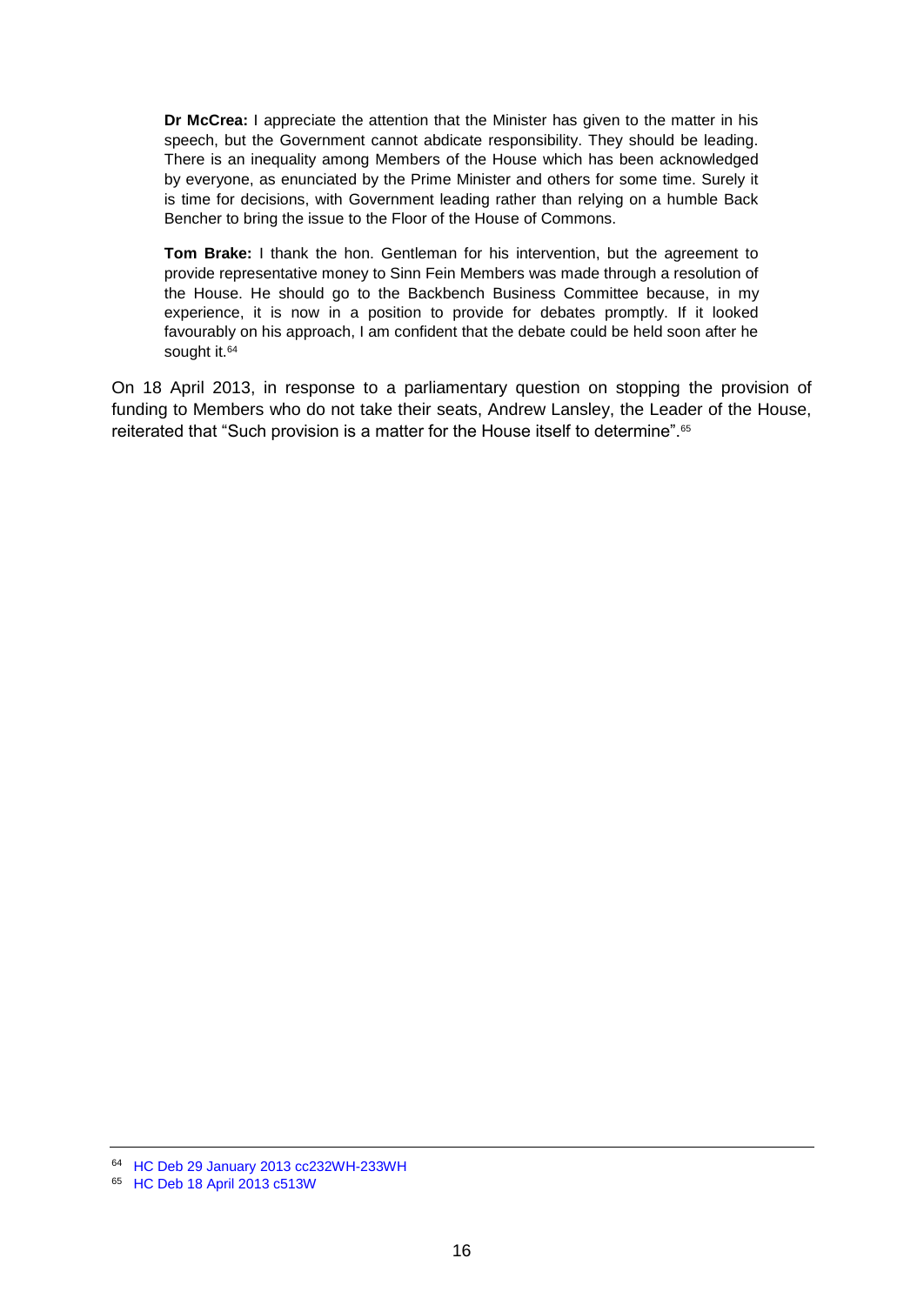> **Dr McCrea:** I appreciate the attention that the Minister has given to the matter in his speech, but the Government cannot abdicate responsibility. They should be leading. There is an inequality among Members of the House which has been acknowledged by everyone, as enunciated by the Prime Minister and others for some time. Surely it is time for decisions, with Government leading rather than relying on a humble Back Bencher to bring the issue to the Floor of the House of Commons.
>
> **Tom Brake:** I thank the hon. Gentleman for his intervention, but the agreement to provide representative money to Sinn Fein Members was made through a resolution of the House. He should go to the Backbench Business Committee because, in my experience, it is now in a position to provide for debates promptly. If it looked favourably on his approach, I am confident that the debate could be held soon after he sought it.[64]

On 18 April 2013, in response to a parliamentary question on stopping the provision of funding to Members who do not take their seats, Andrew Lansley, the Leader of the House, reiterated that "Such provision is a matter for the House itself to determine".[65]

---

[64] HC Deb 29 January 2013 cc232WH-233WH

[65] HC Deb 18 April 2013 c513W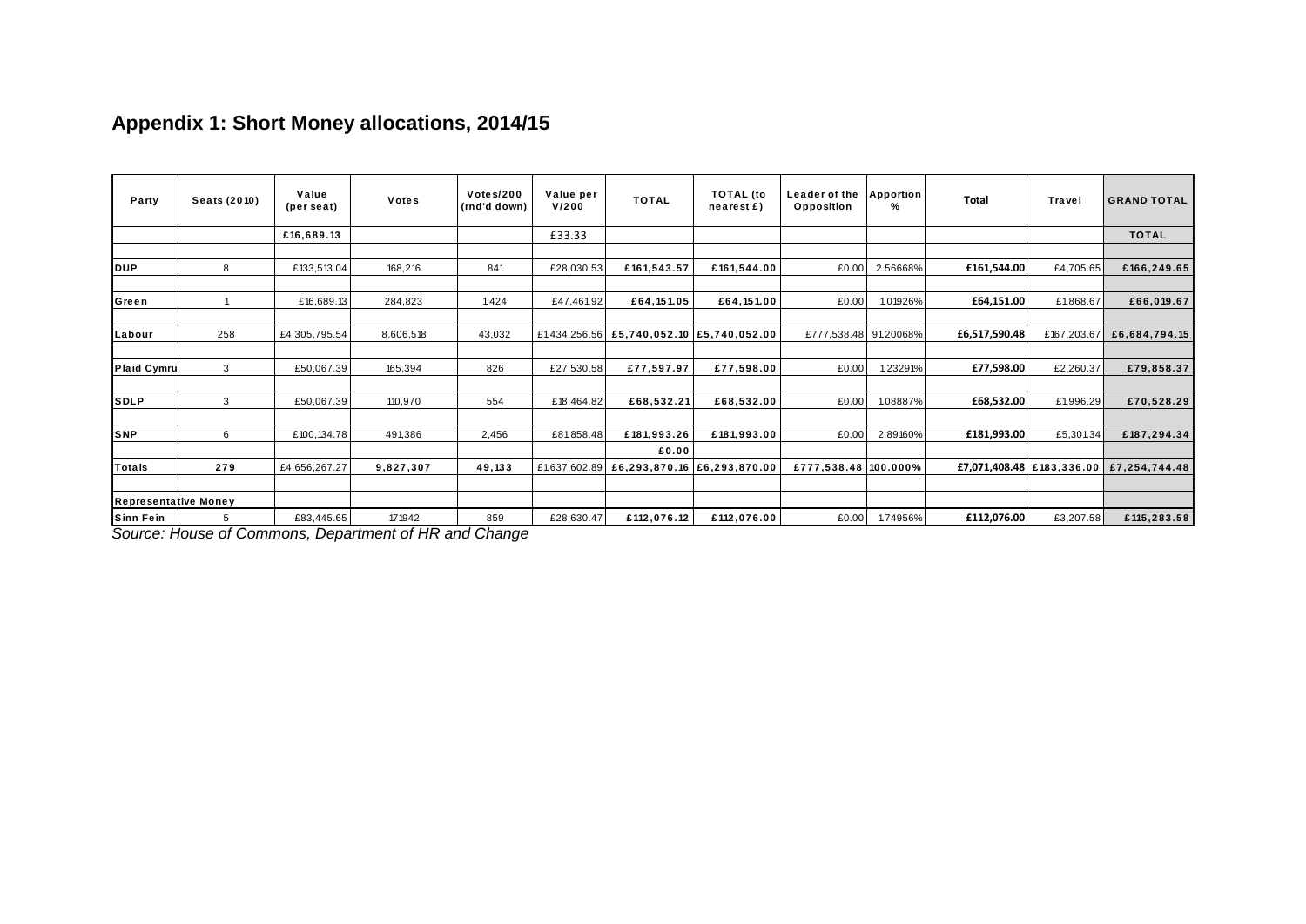## Appendix 1: Short Money allocations, 2014/15

| Party | Seats (2010) | Value (per seat) | Votes | Votes/200 (rnd'd down) | Value per V/200 | TOTAL | TOTAL (to nearest £) | Leader of the Opposition | Apportion % | Total | Travel | GRAND TOTAL |
|---|---|---|---|---|---|---|---|---|---|---|---|---|
| | | £16,689.13 | | | £33.33 | | | | | | | TOTAL |
| | | | | | | | | | | | | |
| DUP | 8 | £133,513.04 | 168,216 | 841 | £28,030.53 | £161,543.57 | £161,544.00 | £0.00 | 2.56668% | £161,544.00 | £4,705.65 | £166,249.65 |
| | | | | | | | | | | | | |
| Green | 1 | £16,689.13 | 284,823 | 1,424 | £47,461.92 | £64,151.05 | £64,151.00 | £0.00 | 1.01926% | £64,151.00 | £1,868.67 | £66,019.67 |
| | | | | | | | | | | | | |
| Labour | 258 | £4,305,795.54 | 8,606,518 | 43,032 | £1,434,256.56 | £5,740,052.10 | £5,740,052.00 | £777,538.48 | 91.20068% | £6,517,590.48 | £167,203.67 | £6,684,794.15 |
| | | | | | | | | | | | | |
| Plaid Cymru | 3 | £50,067.39 | 165,394 | 826 | £27,530.58 | £77,597.97 | £77,598.00 | £0.00 | 1.23291% | £77,598.00 | £2,260.37 | £79,858.37 |
| | | | | | | | | | | | | |
| SDLP | 3 | £50,067.39 | 110,970 | 554 | £18,464.82 | £68,532.21 | £68,532.00 | £0.00 | 1.08887% | £68,532.00 | £1,996.29 | £70,528.29 |
| | | | | | | | | | | | | |
| SNP | 6 | £100,134.78 | 491,386 | 2,456 | £81,858.48 | £181,993.26 | £181,993.00 | £0.00 | 2.89160% | £181,993.00 | £5,301.34 | £187,294.34 |
| | | | | | | £0.00 | | | | | | |
| Totals | 279 | £4,656,267.27 | 9,827,307 | 49,133 | £1,637,602.89 | £6,293,870.16 | £6,293,870.00 | £777,538.48 | 100.000% | £7,071,408.48 | £183,336.00 | £7,254,744.48 |
| | | | | | | | | | | | | |
| Representative Money | | | | | | | | | | | | |
| Sinn Fein | 5 | £83,445.65 | 171942 | 859 | £28,630.47 | £112,076.12 | £112,076.00 | £0.00 | 1.74956% | £112,076.00 | £3,207.58 | £115,283.58 |

*Source: House of Commons, Department of HR and Change*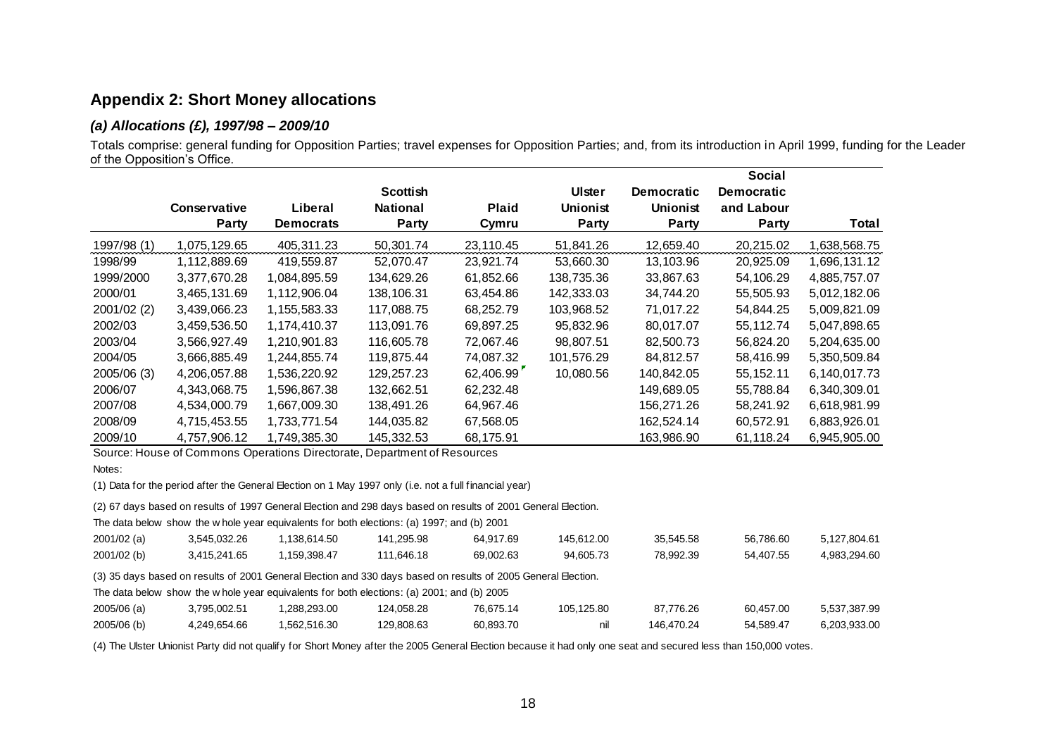## Appendix 2: Short Money allocations

### *(a) Allocations (£), 1997/98 – 2009/10*

Totals comprise: general funding for Opposition Parties; travel expenses for Opposition Parties; and, from its introduction in April 1999, funding for the Leader of the Opposition's Office.

| | Conservative Party | Liberal Democrats | Scottish National Party | Plaid Cymru | Ulster Unionist Party | Democratic Unionist Party | Social Democratic and Labour Party | Total |
|---|---|---|---|---|---|---|---|---|
| 1997/98 (1) | 1,075,129.65 | 405,311.23 | 50,301.74 | 23,110.45 | 51,841.26 | 12,659.40 | 20,215.02 | 1,638,568.75 |
| 1998/99 | 1,112,889.69 | 419,559.87 | 52,070.47 | 23,921.74 | 53,660.30 | 13,103.96 | 20,925.09 | 1,696,131.12 |
| 1999/2000 | 3,377,670.28 | 1,084,895.59 | 134,629.26 | 61,852.66 | 138,735.36 | 33,867.63 | 54,106.29 | 4,885,757.07 |
| 2000/01 | 3,465,131.69 | 1,112,906.04 | 138,106.31 | 63,454.86 | 142,333.03 | 34,744.20 | 55,505.93 | 5,012,182.06 |
| 2001/02 (2) | 3,439,066.23 | 1,155,583.33 | 117,088.75 | 68,252.79 | 103,968.52 | 71,017.22 | 54,844.25 | 5,009,821.09 |
| 2002/03 | 3,459,536.50 | 1,174,410.37 | 113,091.76 | 69,897.25 | 95,832.96 | 80,017.07 | 55,112.74 | 5,047,898.65 |
| 2003/04 | 3,566,927.49 | 1,210,901.83 | 116,605.78 | 72,067.46 | 98,807.51 | 82,500.73 | 56,824.20 | 5,204,635.00 |
| 2004/05 | 3,666,885.49 | 1,244,855.74 | 119,875.44 | 74,087.32 | 101,576.29 | 84,812.57 | 58,416.99 | 5,350,509.84 |
| 2005/06 (3) | 4,206,057.88 | 1,536,220.92 | 129,257.23 | 62,406.99 | 10,080.56 | 140,842.05 | 55,152.11 | 6,140,017.73 |
| 2006/07 | 4,343,068.75 | 1,596,867.38 | 132,662.51 | 62,232.48 | | 149,689.05 | 55,788.84 | 6,340,309.01 |
| 2007/08 | 4,534,000.79 | 1,667,009.30 | 138,491.26 | 64,967.46 | | 156,271.26 | 58,241.92 | 6,618,981.99 |
| 2008/09 | 4,715,453.55 | 1,733,771.54 | 144,035.82 | 67,568.05 | | 162,524.14 | 60,572.91 | 6,883,926.01 |
| 2009/10 | 4,757,906.12 | 1,749,385.30 | 145,332.53 | 68,175.91 | | 163,986.90 | 61,118.24 | 6,945,905.00 |

Source: House of Commons Operations Directorate, Department of Resources

Notes:

(1) Data for the period after the General Election on 1 May 1997 only (i.e. not a full financial year)

(2) 67 days based on results of 1997 General Election and 298 days based on results of 2001 General Election.

The data below show the whole year equivalents for both elections: (a) 1997; and (b) 2001

| | | | | | | | | |
|---|---|---|---|---|---|---|---|---|
| 2001/02 (a) | 3,545,032.26 | 1,138,614.50 | 141,295.98 | 64,917.69 | 145,612.00 | 35,545.58 | 56,786.60 | 5,127,804.61 |
| 2001/02 (b) | 3,415,241.65 | 1,159,398.47 | 111,646.18 | 69,002.63 | 94,605.73 | 78,992.39 | 54,407.55 | 4,983,294.60 |

(3) 35 days based on results of 2001 General Election and 330 days based on results of 2005 General Election.

The data below show the whole year equivalents for both elections: (a) 2001; and (b) 2005

| | | | | | | | | |
|---|---|---|---|---|---|---|---|---|
| 2005/06 (a) | 3,795,002.51 | 1,288,293.00 | 124,058.28 | 76,675.14 | 105,125.80 | 87,776.26 | 60,457.00 | 5,537,387.99 |
| 2005/06 (b) | 4,249,654.66 | 1,562,516.30 | 129,808.63 | 60,893.70 | nil | 146,470.24 | 54,589.47 | 6,203,933.00 |

(4) The Ulster Unionist Party did not qualify for Short Money after the 2005 General Election because it had only one seat and secured less than 150,000 votes.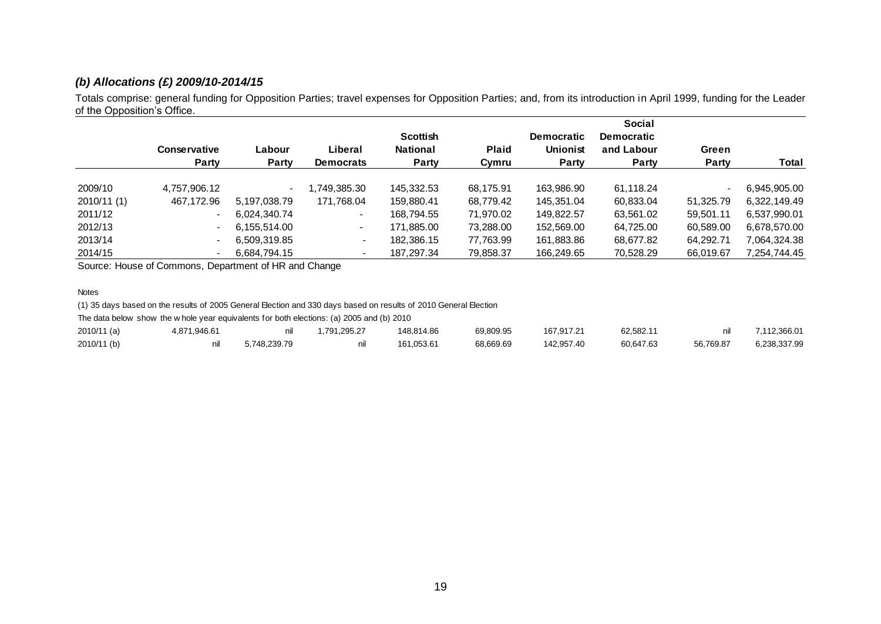### *(b) Allocations (£) 2009/10-2014/15*

Totals comprise: general funding for Opposition Parties; travel expenses for Opposition Parties; and, from its introduction in April 1999, funding for the Leader of the Opposition's Office.

| | Conservative Party | Labour Party | Liberal Democrats | Scottish National Party | Plaid Cymru | Democratic Unionist Party | Social Democratic and Labour Party | Green Party | Total |
|---|---|---|---|---|---|---|---|---|---|
| 2009/10 | 4,757,906.12 | - | 1,749,385.30 | 145,332.53 | 68,175.91 | 163,986.90 | 61,118.24 | - | 6,945,905.00 |
| 2010/11 (1) | 467,172.96 | 5,197,038.79 | 171,768.04 | 159,880.41 | 68,779.42 | 145,351.04 | 60,833.04 | 51,325.79 | 6,322,149.49 |
| 2011/12 | - | 6,024,340.74 | - | 168,794.55 | 71,970.02 | 149,822.57 | 63,561.02 | 59,501.11 | 6,537,990.01 |
| 2012/13 | - | 6,155,514.00 | - | 171,885.00 | 73,288.00 | 152,569.00 | 64,725.00 | 60,589.00 | 6,678,570.00 |
| 2013/14 | - | 6,509,319.85 | - | 182,386.15 | 77,763.99 | 161,883.86 | 68,677.82 | 64,292.71 | 7,064,324.38 |
| 2014/15 | - | 6,684,794.15 | - | 187,297.34 | 79,858.37 | 166,249.65 | 70,528.29 | 66,019.67 | 7,254,744.45 |

Source: House of Commons, Department of HR and Change

Notes

(1) 35 days based on the results of 2005 General Election and 330 days based on results of 2010 General Election

The data below show the whole year equivalents for both elections: (a) 2005 and (b) 2010

| | Conservative Party | Labour Party | Liberal Democrats | Scottish National Party | Plaid Cymru | Democratic Unionist Party | Social Democratic and Labour Party | Green Party | Total |
|---|---|---|---|---|---|---|---|---|---|
| 2010/11 (a) | 4,871,946.61 | nil | 1,791,295.27 | 148,814.86 | 69,809.95 | 167,917.21 | 62,582.11 | nil | 7,112,366.01 |
| 2010/11 (b) | nil | 5,748,239.79 | nil | 161,053.61 | 68,669.69 | 142,957.40 | 60,647.63 | 56,769.87 | 6,238,337.99 |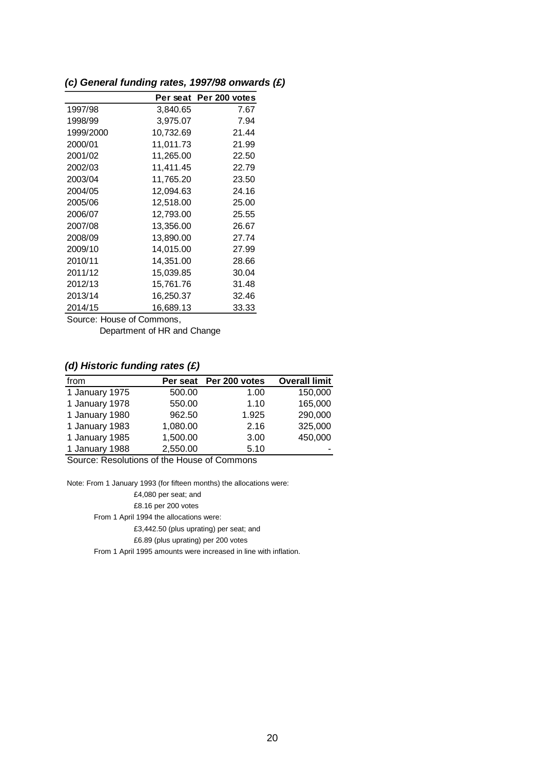### *(c) General funding rates, 1997/98 onwards (£)*

| | Per seat | Per 200 votes |
|---|---|---|
| 1997/98 | 3,840.65 | 7.67 |
| 1998/99 | 3,975.07 | 7.94 |
| 1999/2000 | 10,732.69 | 21.44 |
| 2000/01 | 11,011.73 | 21.99 |
| 2001/02 | 11,265.00 | 22.50 |
| 2002/03 | 11,411.45 | 22.79 |
| 2003/04 | 11,765.20 | 23.50 |
| 2004/05 | 12,094.63 | 24.16 |
| 2005/06 | 12,518.00 | 25.00 |
| 2006/07 | 12,793.00 | 25.55 |
| 2007/08 | 13,356.00 | 26.67 |
| 2008/09 | 13,890.00 | 27.74 |
| 2009/10 | 14,015.00 | 27.99 |
| 2010/11 | 14,351.00 | 28.66 |
| 2011/12 | 15,039.85 | 30.04 |
| 2012/13 | 15,761.76 | 31.48 |
| 2013/14 | 16,250.37 | 32.46 |
| 2014/15 | 16,689.13 | 33.33 |

Source: House of Commons,
Department of HR and Change

### *(d) Historic funding rates (£)*

| from | Per seat | Per 200 votes | Overall limit |
|---|---|---|---|
| 1 January 1975 | 500.00 | 1.00 | 150,000 |
| 1 January 1978 | 550.00 | 1.10 | 165,000 |
| 1 January 1980 | 962.50 | 1.925 | 290,000 |
| 1 January 1983 | 1,080.00 | 2.16 | 325,000 |
| 1 January 1985 | 1,500.00 | 3.00 | 450,000 |
| 1 January 1988 | 2,550.00 | 5.10 | - |

Source: Resolutions of the House of Commons

Note: From 1 January 1993 (for fifteen months) the allocations were:

£4,080 per seat; and

£8.16 per 200 votes

From 1 April 1994 the allocations were:

£3,442.50 (plus uprating) per seat; and

£6.89 (plus uprating) per 200 votes

From 1 April 1995 amounts were increased in line with inflation.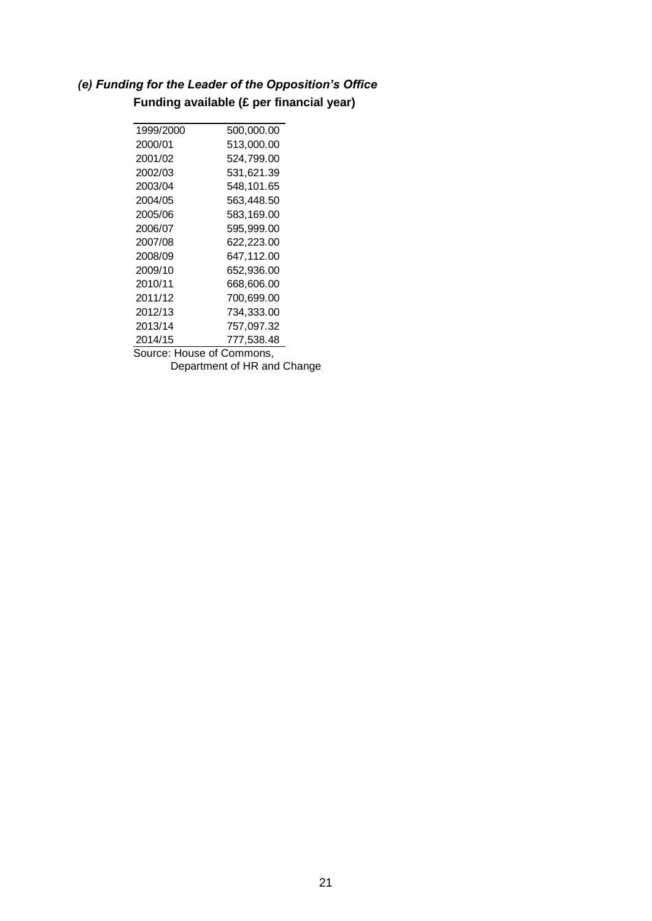### *(e) Funding for the Leader of the Opposition's Office*

**Funding available (£ per financial year)**

| | |
|---|---|
| 1999/2000 | 500,000.00 |
| 2000/01 | 513,000.00 |
| 2001/02 | 524,799.00 |
| 2002/03 | 531,621.39 |
| 2003/04 | 548,101.65 |
| 2004/05 | 563,448.50 |
| 2005/06 | 583,169.00 |
| 2006/07 | 595,999.00 |
| 2007/08 | 622,223.00 |
| 2008/09 | 647,112.00 |
| 2009/10 | 652,936.00 |
| 2010/11 | 668,606.00 |
| 2011/12 | 700,699.00 |
| 2012/13 | 734,333.00 |
| 2013/14 | 757,097.32 |
| 2014/15 | 777,538.48 |

Source: House of Commons, Department of HR and Change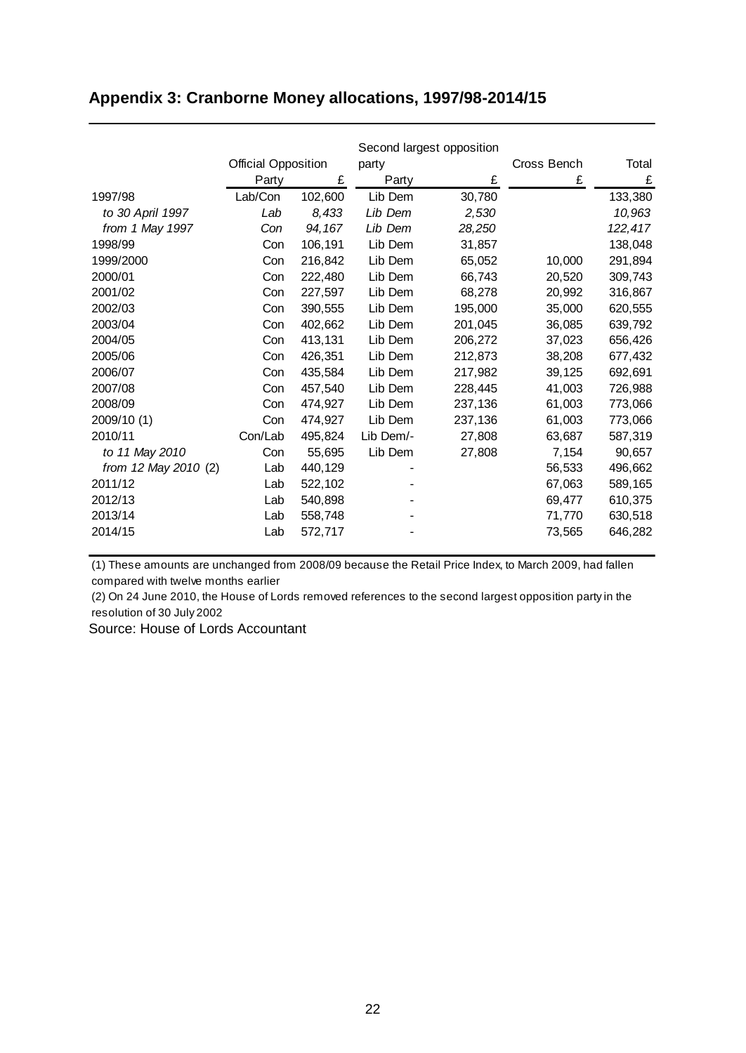## Appendix 3: Cranborne Money allocations, 1997/98-2014/15

| | Official Opposition | | Second largest opposition party | | Cross Bench | Total |
|---|---|---|---|---|---|---|
| | Party | £ | Party | £ | £ | £ |
| 1997/98 | Lab/Con | 102,600 | Lib Dem | 30,780 | | 133,380 |
| *to 30 April 1997* | *Lab* | *8,433* | *Lib Dem* | *2,530* | | *10,963* |
| *from 1 May 1997* | *Con* | *94,167* | *Lib Dem* | *28,250* | | *122,417* |
| 1998/99 | Con | 106,191 | Lib Dem | 31,857 | | 138,048 |
| 1999/2000 | Con | 216,842 | Lib Dem | 65,052 | 10,000 | 291,894 |
| 2000/01 | Con | 222,480 | Lib Dem | 66,743 | 20,520 | 309,743 |
| 2001/02 | Con | 227,597 | Lib Dem | 68,278 | 20,992 | 316,867 |
| 2002/03 | Con | 390,555 | Lib Dem | 195,000 | 35,000 | 620,555 |
| 2003/04 | Con | 402,662 | Lib Dem | 201,045 | 36,085 | 639,792 |
| 2004/05 | Con | 413,131 | Lib Dem | 206,272 | 37,023 | 656,426 |
| 2005/06 | Con | 426,351 | Lib Dem | 212,873 | 38,208 | 677,432 |
| 2006/07 | Con | 435,584 | Lib Dem | 217,982 | 39,125 | 692,691 |
| 2007/08 | Con | 457,540 | Lib Dem | 228,445 | 41,003 | 726,988 |
| 2008/09 | Con | 474,927 | Lib Dem | 237,136 | 61,003 | 773,066 |
| 2009/10 (1) | Con | 474,927 | Lib Dem | 237,136 | 61,003 | 773,066 |
| 2010/11 | Con/Lab | 495,824 | Lib Dem/- | 27,808 | 63,687 | 587,319 |
| *to 11 May 2010* | Con | 55,695 | Lib Dem | 27,808 | 7,154 | 90,657 |
| *from 12 May 2010* (2) | Lab | 440,129 | - | | 56,533 | 496,662 |
| 2011/12 | Lab | 522,102 | - | | 67,063 | 589,165 |
| 2012/13 | Lab | 540,898 | - | | 69,477 | 610,375 |
| 2013/14 | Lab | 558,748 | - | | 71,770 | 630,518 |
| 2014/15 | Lab | 572,717 | - | | 73,565 | 646,282 |

(1) These amounts are unchanged from 2008/09 because the Retail Price Index, to March 2009, had fallen compared with twelve months earlier

(2) On 24 June 2010, the House of Lords removed references to the second largest opposition party in the resolution of 30 July 2002

Source: House of Lords Accountant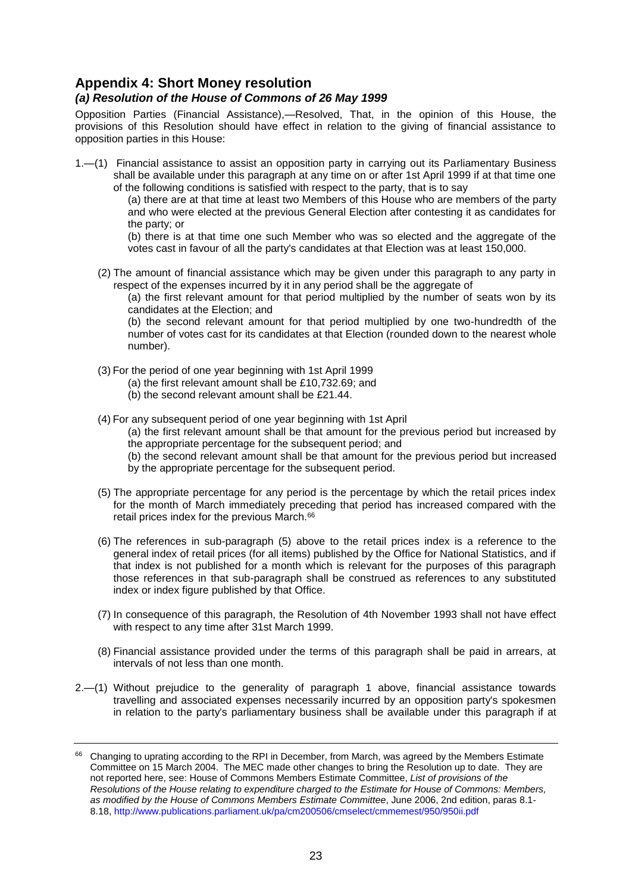## Appendix 4: Short Money resolution

### *(a) Resolution of the House of Commons of 26 May 1999*

Opposition Parties (Financial Assistance),—Resolved, That, in the opinion of this House, the provisions of this Resolution should have effect in relation to the giving of financial assistance to opposition parties in this House:

1.—(1) Financial assistance to assist an opposition party in carrying out its Parliamentary Business shall be available under this paragraph at any time on or after 1st April 1999 if at that time one of the following conditions is satisfied with respect to the party, that is to say

(a) there are at that time at least two Members of this House who are members of the party and who were elected at the previous General Election after contesting it as candidates for the party; or

(b) there is at that time one such Member who was so elected and the aggregate of the votes cast in favour of all the party's candidates at that Election was at least 150,000.

(2) The amount of financial assistance which may be given under this paragraph to any party in respect of the expenses incurred by it in any period shall be the aggregate of

(a) the first relevant amount for that period multiplied by the number of seats won by its candidates at the Election; and

(b) the second relevant amount for that period multiplied by one two-hundredth of the number of votes cast for its candidates at that Election (rounded down to the nearest whole number).

(3) For the period of one year beginning with 1st April 1999

(a) the first relevant amount shall be £10,732.69; and

(b) the second relevant amount shall be £21.44.

(4) For any subsequent period of one year beginning with 1st April

(a) the first relevant amount shall be that amount for the previous period but increased by the appropriate percentage for the subsequent period; and

(b) the second relevant amount shall be that amount for the previous period but increased by the appropriate percentage for the subsequent period.

(5) The appropriate percentage for any period is the percentage by which the retail prices index for the month of March immediately preceding that period has increased compared with the retail prices index for the previous March.[66]

(6) The references in sub-paragraph (5) above to the retail prices index is a reference to the general index of retail prices (for all items) published by the Office for National Statistics, and if that index is not published for a month which is relevant for the purposes of this paragraph those references in that sub-paragraph shall be construed as references to any substituted index or index figure published by that Office.

(7) In consequence of this paragraph, the Resolution of 4th November 1993 shall not have effect with respect to any time after 31st March 1999.

(8) Financial assistance provided under the terms of this paragraph shall be paid in arrears, at intervals of not less than one month.

2.—(1) Without prejudice to the generality of paragraph 1 above, financial assistance towards travelling and associated expenses necessarily incurred by an opposition party's spokesmen in relation to the party's parliamentary business shall be available under this paragraph if at

---

[66] Changing to uprating according to the RPI in December, from March, was agreed by the Members Estimate Committee on 15 March 2004. The MEC made other changes to bring the Resolution up to date. They are not reported here, see: House of Commons Members Estimate Committee, *List of provisions of the Resolutions of the House relating to expenditure charged to the Estimate for House of Commons: Members, as modified by the House of Commons Members Estimate Committee*, June 2006, 2nd edition, paras 8.1-8.18, http://www.publications.parliament.uk/pa/cm200506/cmselect/cmmemest/950/950ii.pdf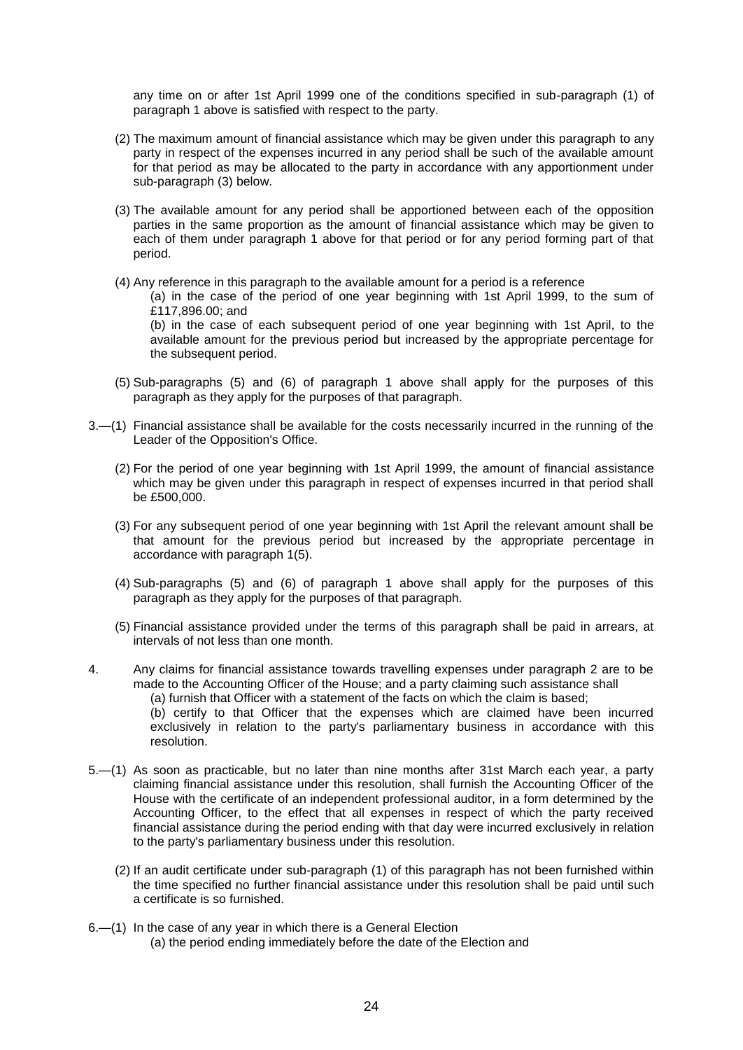any time on or after 1st April 1999 one of the conditions specified in sub-paragraph (1) of paragraph 1 above is satisfied with respect to the party.

(2) The maximum amount of financial assistance which may be given under this paragraph to any party in respect of the expenses incurred in any period shall be such of the available amount for that period as may be allocated to the party in accordance with any apportionment under sub-paragraph (3) below.

(3) The available amount for any period shall be apportioned between each of the opposition parties in the same proportion as the amount of financial assistance which may be given to each of them under paragraph 1 above for that period or for any period forming part of that period.

(4) Any reference in this paragraph to the available amount for a period is a reference
(a) in the case of the period of one year beginning with 1st April 1999, to the sum of £117,896.00; and
(b) in the case of each subsequent period of one year beginning with 1st April, to the available amount for the previous period but increased by the appropriate percentage for the subsequent period.

(5) Sub-paragraphs (5) and (6) of paragraph 1 above shall apply for the purposes of this paragraph as they apply for the purposes of that paragraph.

3.—(1) Financial assistance shall be available for the costs necessarily incurred in the running of the Leader of the Opposition's Office.

(2) For the period of one year beginning with 1st April 1999, the amount of financial assistance which may be given under this paragraph in respect of expenses incurred in that period shall be £500,000.

(3) For any subsequent period of one year beginning with 1st April the relevant amount shall be that amount for the previous period but increased by the appropriate percentage in accordance with paragraph 1(5).

(4) Sub-paragraphs (5) and (6) of paragraph 1 above shall apply for the purposes of this paragraph as they apply for the purposes of that paragraph.

(5) Financial assistance provided under the terms of this paragraph shall be paid in arrears, at intervals of not less than one month.

4. Any claims for financial assistance towards travelling expenses under paragraph 2 are to be made to the Accounting Officer of the House; and a party claiming such assistance shall
(a) furnish that Officer with a statement of the facts on which the claim is based;
(b) certify to that Officer that the expenses which are claimed have been incurred exclusively in relation to the party's parliamentary business in accordance with this resolution.

5.—(1) As soon as practicable, but no later than nine months after 31st March each year, a party claiming financial assistance under this resolution, shall furnish the Accounting Officer of the House with the certificate of an independent professional auditor, in a form determined by the Accounting Officer, to the effect that all expenses in respect of which the party received financial assistance during the period ending with that day were incurred exclusively in relation to the party's parliamentary business under this resolution.

(2) If an audit certificate under sub-paragraph (1) of this paragraph has not been furnished within the time specified no further financial assistance under this resolution shall be paid until such a certificate is so furnished.

6.—(1) In the case of any year in which there is a General Election
(a) the period ending immediately before the date of the Election and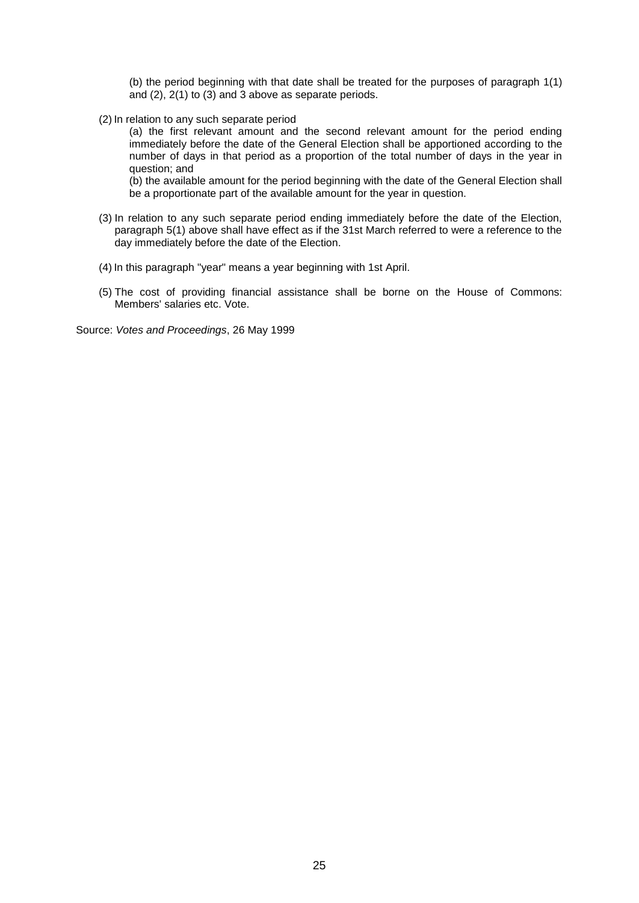(b) the period beginning with that date shall be treated for the purposes of paragraph 1(1) and (2), 2(1) to (3) and 3 above as separate periods.

(2) In relation to any such separate period

(a) the first relevant amount and the second relevant amount for the period ending immediately before the date of the General Election shall be apportioned according to the number of days in that period as a proportion of the total number of days in the year in question; and

(b) the available amount for the period beginning with the date of the General Election shall be a proportionate part of the available amount for the year in question.

(3) In relation to any such separate period ending immediately before the date of the Election, paragraph 5(1) above shall have effect as if the 31st March referred to were a reference to the day immediately before the date of the Election.

(4) In this paragraph "year" means a year beginning with 1st April.

(5) The cost of providing financial assistance shall be borne on the House of Commons: Members' salaries etc. Vote.

Source: *Votes and Proceedings*, 26 May 1999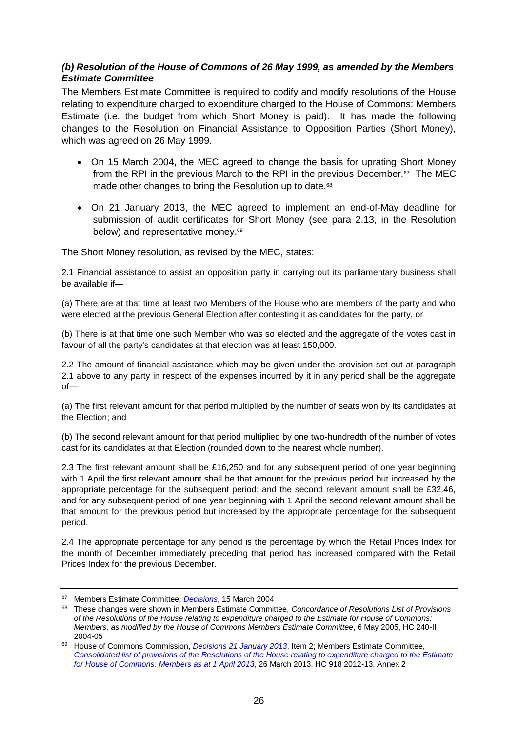### *(b) Resolution of the House of Commons of 26 May 1999, as amended by the Members Estimate Committee*

The Members Estimate Committee is required to codify and modify resolutions of the House relating to expenditure charged to expenditure charged to the House of Commons: Members Estimate (i.e. the budget from which Short Money is paid). It has made the following changes to the Resolution on Financial Assistance to Opposition Parties (Short Money), which was agreed on 26 May 1999.

- On 15 March 2004, the MEC agreed to change the basis for uprating Short Money from the RPI in the previous March to the RPI in the previous December.[67] The MEC made other changes to bring the Resolution up to date.[68]
- On 21 January 2013, the MEC agreed to implement an end-of-May deadline for submission of audit certificates for Short Money (see para 2.13, in the Resolution below) and representative money.[69]

The Short Money resolution, as revised by the MEC, states:

2.1 Financial assistance to assist an opposition party in carrying out its parliamentary business shall be available if—

(a) There are at that time at least two Members of the House who are members of the party and who were elected at the previous General Election after contesting it as candidates for the party, or

(b) There is at that time one such Member who was so elected and the aggregate of the votes cast in favour of all the party's candidates at that election was at least 150,000.

2.2 The amount of financial assistance which may be given under the provision set out at paragraph 2.1 above to any party in respect of the expenses incurred by it in any period shall be the aggregate of—

(a) The first relevant amount for that period multiplied by the number of seats won by its candidates at the Election; and

(b) The second relevant amount for that period multiplied by one two-hundredth of the number of votes cast for its candidates at that Election (rounded down to the nearest whole number).

2.3 The first relevant amount shall be £16,250 and for any subsequent period of one year beginning with 1 April the first relevant amount shall be that amount for the previous period but increased by the appropriate percentage for the subsequent period; and the second relevant amount shall be £32.46, and for any subsequent period of one year beginning with 1 April the second relevant amount shall be that amount for the previous period but increased by the appropriate percentage for the subsequent period.

2.4 The appropriate percentage for any period is the percentage by which the Retail Prices Index for the month of December immediately preceding that period has increased compared with the Retail Prices Index for the previous December.

---

[67] Members Estimate Committee, *Decisions*, 15 March 2004

[68] These changes were shown in Members Estimate Committee, *Concordance of Resolutions List of Provisions of the Resolutions of the House relating to expenditure charged to the Estimate for House of Commons: Members, as modified by the House of Commons Members Estimate Committee*, 6 May 2005, HC 240-II 2004-05

[69] House of Commons Commission, *Decisions 21 January 2013*, Item 2; Members Estimate Committee, *Consolidated list of provisions of the Resolutions of the House relating to expenditure charged to the Estimate for House of Commons: Members as at 1 April 2013*, 26 March 2013, HC 918 2012-13, Annex 2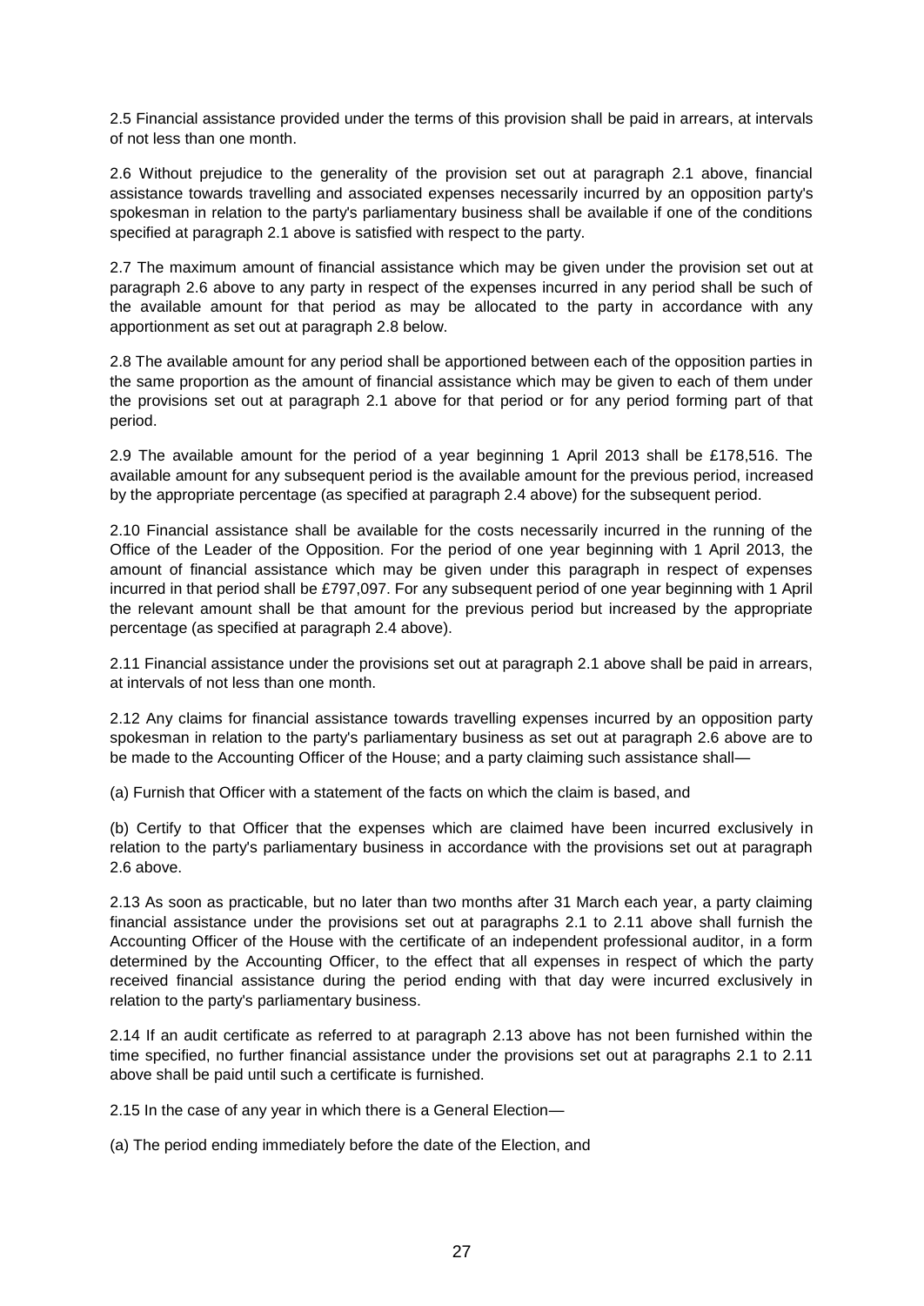2.5 Financial assistance provided under the terms of this provision shall be paid in arrears, at intervals of not less than one month.

2.6 Without prejudice to the generality of the provision set out at paragraph 2.1 above, financial assistance towards travelling and associated expenses necessarily incurred by an opposition party's spokesman in relation to the party's parliamentary business shall be available if one of the conditions specified at paragraph 2.1 above is satisfied with respect to the party.

2.7 The maximum amount of financial assistance which may be given under the provision set out at paragraph 2.6 above to any party in respect of the expenses incurred in any period shall be such of the available amount for that period as may be allocated to the party in accordance with any apportionment as set out at paragraph 2.8 below.

2.8 The available amount for any period shall be apportioned between each of the opposition parties in the same proportion as the amount of financial assistance which may be given to each of them under the provisions set out at paragraph 2.1 above for that period or for any period forming part of that period.

2.9 The available amount for the period of a year beginning 1 April 2013 shall be £178,516. The available amount for any subsequent period is the available amount for the previous period, increased by the appropriate percentage (as specified at paragraph 2.4 above) for the subsequent period.

2.10 Financial assistance shall be available for the costs necessarily incurred in the running of the Office of the Leader of the Opposition. For the period of one year beginning with 1 April 2013, the amount of financial assistance which may be given under this paragraph in respect of expenses incurred in that period shall be £797,097. For any subsequent period of one year beginning with 1 April the relevant amount shall be that amount for the previous period but increased by the appropriate percentage (as specified at paragraph 2.4 above).

2.11 Financial assistance under the provisions set out at paragraph 2.1 above shall be paid in arrears, at intervals of not less than one month.

2.12 Any claims for financial assistance towards travelling expenses incurred by an opposition party spokesman in relation to the party's parliamentary business as set out at paragraph 2.6 above are to be made to the Accounting Officer of the House; and a party claiming such assistance shall—

(a) Furnish that Officer with a statement of the facts on which the claim is based, and

(b) Certify to that Officer that the expenses which are claimed have been incurred exclusively in relation to the party's parliamentary business in accordance with the provisions set out at paragraph 2.6 above.

2.13 As soon as practicable, but no later than two months after 31 March each year, a party claiming financial assistance under the provisions set out at paragraphs 2.1 to 2.11 above shall furnish the Accounting Officer of the House with the certificate of an independent professional auditor, in a form determined by the Accounting Officer, to the effect that all expenses in respect of which the party received financial assistance during the period ending with that day were incurred exclusively in relation to the party's parliamentary business.

2.14 If an audit certificate as referred to at paragraph 2.13 above has not been furnished within the time specified, no further financial assistance under the provisions set out at paragraphs 2.1 to 2.11 above shall be paid until such a certificate is furnished.

2.15 In the case of any year in which there is a General Election—

(a) The period ending immediately before the date of the Election, and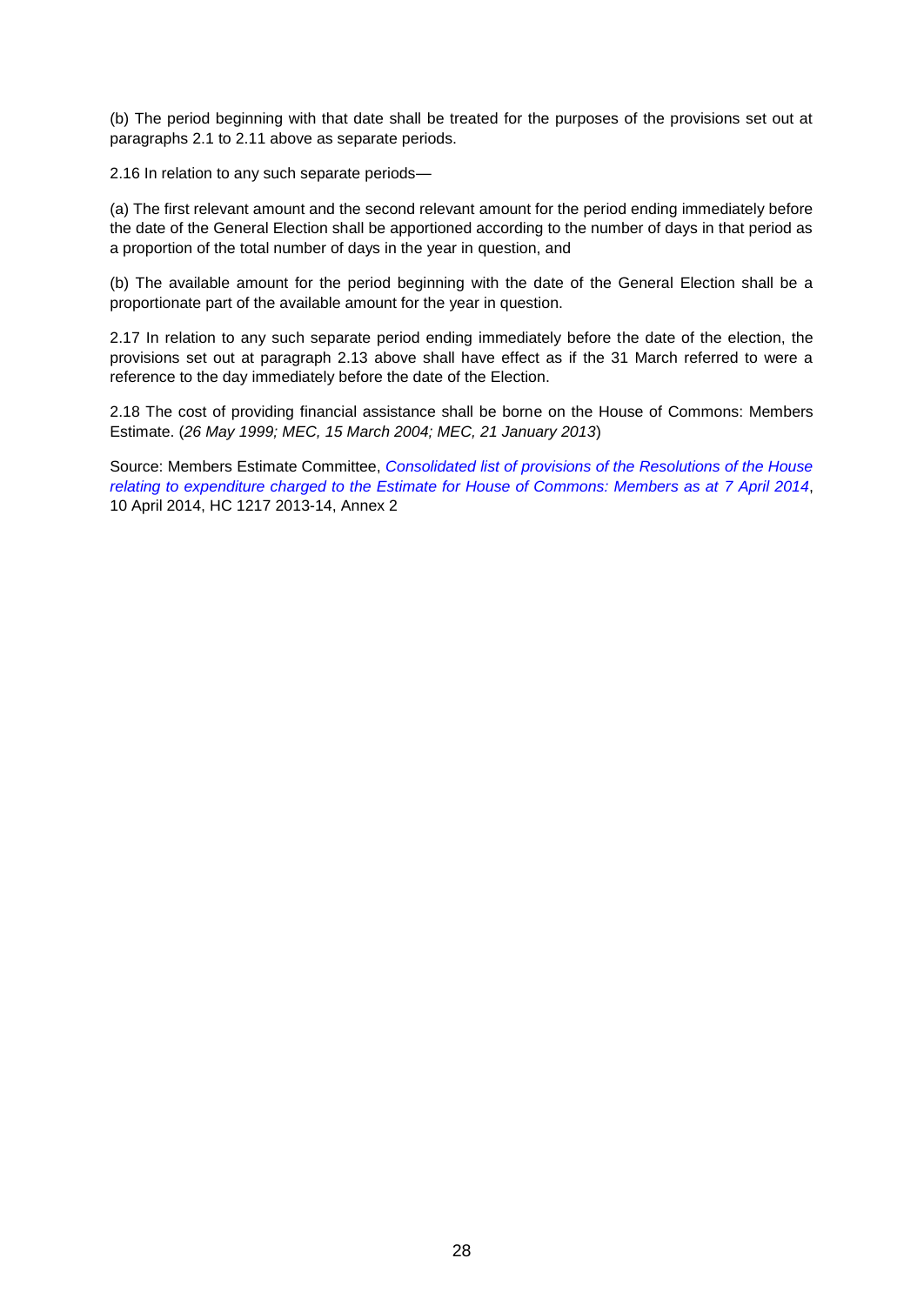(b) The period beginning with that date shall be treated for the purposes of the provisions set out at paragraphs 2.1 to 2.11 above as separate periods.

2.16 In relation to any such separate periods—

(a) The first relevant amount and the second relevant amount for the period ending immediately before the date of the General Election shall be apportioned according to the number of days in that period as a proportion of the total number of days in the year in question, and

(b) The available amount for the period beginning with the date of the General Election shall be a proportionate part of the available amount for the year in question.

2.17 In relation to any such separate period ending immediately before the date of the election, the provisions set out at paragraph 2.13 above shall have effect as if the 31 March referred to were a reference to the day immediately before the date of the Election.

2.18 The cost of providing financial assistance shall be borne on the House of Commons: Members Estimate. (*26 May 1999; MEC, 15 March 2004; MEC, 21 January 2013*)

Source: Members Estimate Committee, *Consolidated list of provisions of the Resolutions of the House relating to expenditure charged to the Estimate for House of Commons: Members as at 7 April 2014*, 10 April 2014, HC 1217 2013-14, Annex 2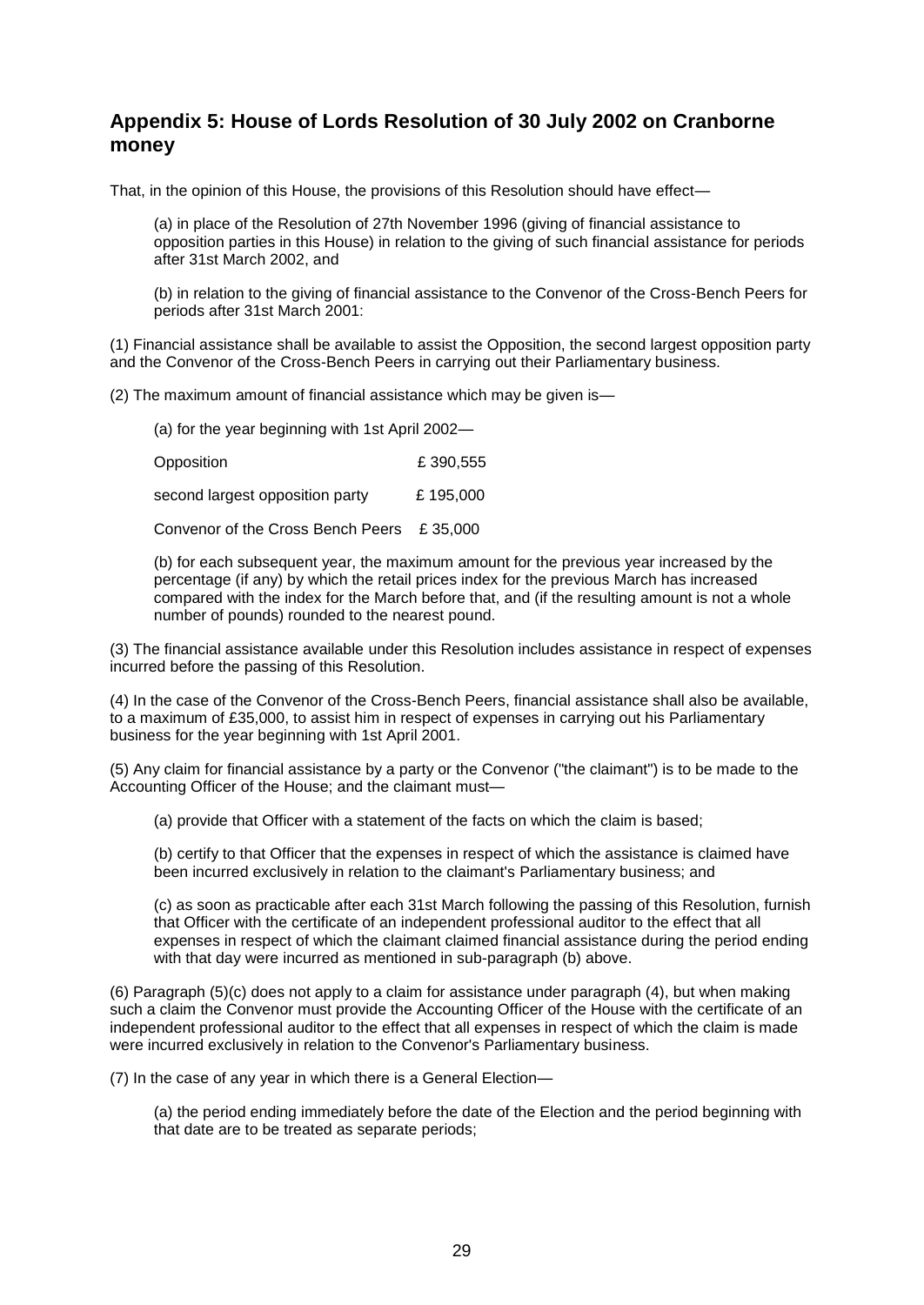## Appendix 5: House of Lords Resolution of 30 July 2002 on Cranborne money

That, in the opinion of this House, the provisions of this Resolution should have effect—

(a) in place of the Resolution of 27th November 1996 (giving of financial assistance to opposition parties in this House) in relation to the giving of such financial assistance for periods after 31st March 2002, and

(b) in relation to the giving of financial assistance to the Convenor of the Cross-Bench Peers for periods after 31st March 2001:

(1) Financial assistance shall be available to assist the Opposition, the second largest opposition party and the Convenor of the Cross-Bench Peers in carrying out their Parliamentary business.

(2) The maximum amount of financial assistance which may be given is—

(a) for the year beginning with 1st April 2002—

| | |
|---|---|
| Opposition | £ 390,555 |
| second largest opposition party | £ 195,000 |
| Convenor of the Cross Bench Peers | £ 35,000 |

(b) for each subsequent year, the maximum amount for the previous year increased by the percentage (if any) by which the retail prices index for the previous March has increased compared with the index for the March before that, and (if the resulting amount is not a whole number of pounds) rounded to the nearest pound.

(3) The financial assistance available under this Resolution includes assistance in respect of expenses incurred before the passing of this Resolution.

(4) In the case of the Convenor of the Cross-Bench Peers, financial assistance shall also be available, to a maximum of £35,000, to assist him in respect of expenses in carrying out his Parliamentary business for the year beginning with 1st April 2001.

(5) Any claim for financial assistance by a party or the Convenor ("the claimant") is to be made to the Accounting Officer of the House; and the claimant must—

(a) provide that Officer with a statement of the facts on which the claim is based;

(b) certify to that Officer that the expenses in respect of which the assistance is claimed have been incurred exclusively in relation to the claimant's Parliamentary business; and

(c) as soon as practicable after each 31st March following the passing of this Resolution, furnish that Officer with the certificate of an independent professional auditor to the effect that all expenses in respect of which the claimant claimed financial assistance during the period ending with that day were incurred as mentioned in sub-paragraph (b) above.

(6) Paragraph (5)(c) does not apply to a claim for assistance under paragraph (4), but when making such a claim the Convenor must provide the Accounting Officer of the House with the certificate of an independent professional auditor to the effect that all expenses in respect of which the claim is made were incurred exclusively in relation to the Convenor's Parliamentary business.

(7) In the case of any year in which there is a General Election—

(a) the period ending immediately before the date of the Election and the period beginning with that date are to be treated as separate periods;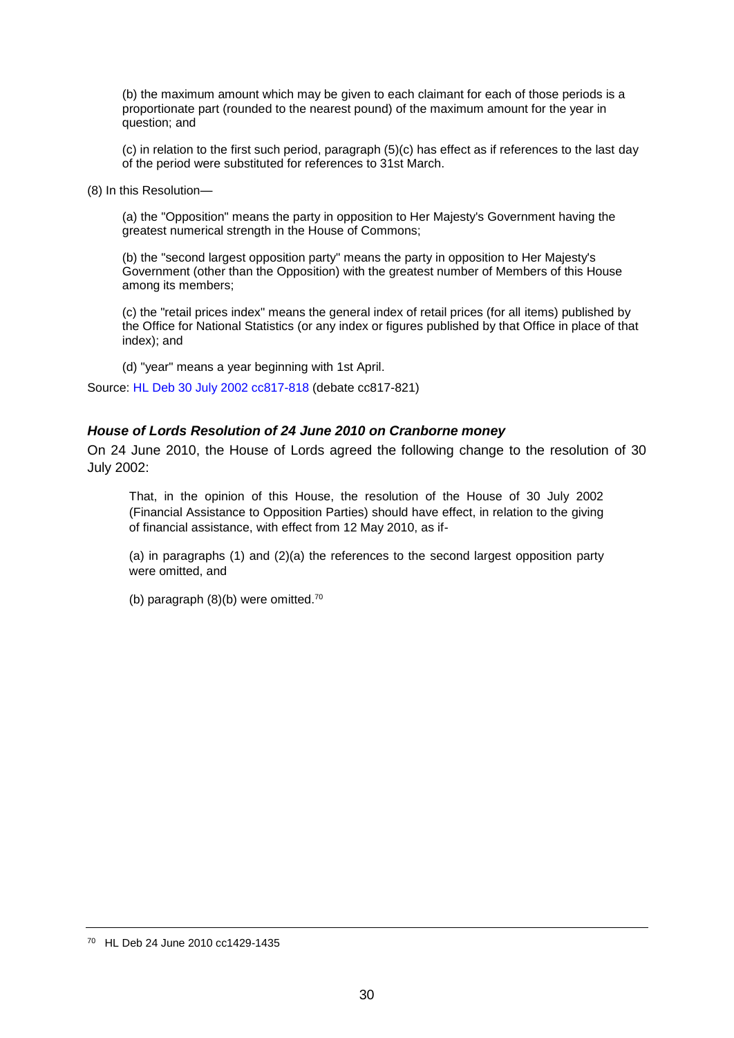(b) the maximum amount which may be given to each claimant for each of those periods is a proportionate part (rounded to the nearest pound) of the maximum amount for the year in question; and

(c) in relation to the first such period, paragraph (5)(c) has effect as if references to the last day of the period were substituted for references to 31st March.

(8) In this Resolution—

(a) the "Opposition" means the party in opposition to Her Majesty's Government having the greatest numerical strength in the House of Commons;

(b) the "second largest opposition party" means the party in opposition to Her Majesty's Government (other than the Opposition) with the greatest number of Members of this House among its members;

(c) the "retail prices index" means the general index of retail prices (for all items) published by the Office for National Statistics (or any index or figures published by that Office in place of that index); and

(d) "year" means a year beginning with 1st April.

Source: HL Deb 30 July 2002 cc817-818 (debate cc817-821)

### *House of Lords Resolution of 24 June 2010 on Cranborne money*

On 24 June 2010, the House of Lords agreed the following change to the resolution of 30 July 2002:

> That, in the opinion of this House, the resolution of the House of 30 July 2002 (Financial Assistance to Opposition Parties) should have effect, in relation to the giving of financial assistance, with effect from 12 May 2010, as if-
>
> (a) in paragraphs (1) and (2)(a) the references to the second largest opposition party were omitted, and
>
> (b) paragraph (8)(b) were omitted.[70]

[70] HL Deb 24 June 2010 cc1429-1435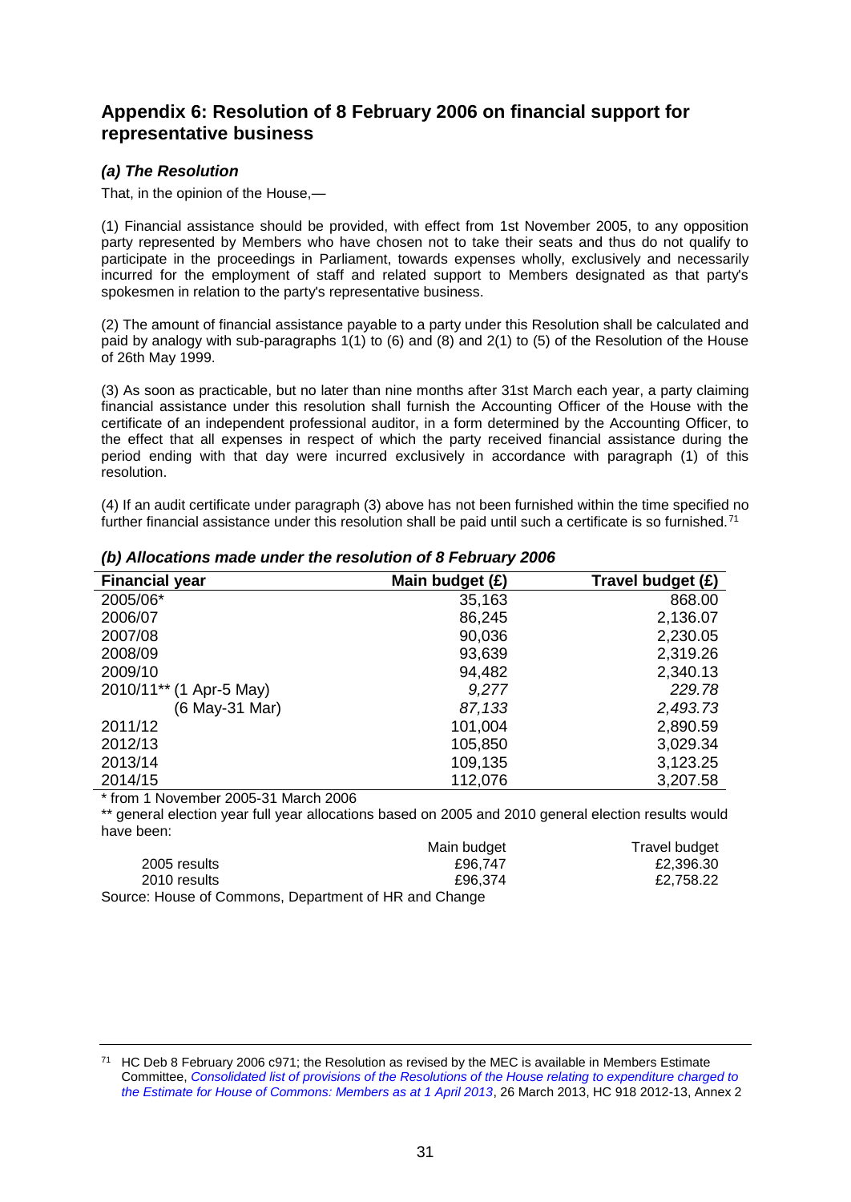## Appendix 6: Resolution of 8 February 2006 on financial support for representative business

### *(a) The Resolution*

That, in the opinion of the House,—

(1) Financial assistance should be provided, with effect from 1st November 2005, to any opposition party represented by Members who have chosen not to take their seats and thus do not qualify to participate in the proceedings in Parliament, towards expenses wholly, exclusively and necessarily incurred for the employment of staff and related support to Members designated as that party's spokesmen in relation to the party's representative business.

(2) The amount of financial assistance payable to a party under this Resolution shall be calculated and paid by analogy with sub-paragraphs 1(1) to (6) and (8) and 2(1) to (5) of the Resolution of the House of 26th May 1999.

(3) As soon as practicable, but no later than nine months after 31st March each year, a party claiming financial assistance under this resolution shall furnish the Accounting Officer of the House with the certificate of an independent professional auditor, in a form determined by the Accounting Officer, to the effect that all expenses in respect of which the party received financial assistance during the period ending with that day were incurred exclusively in accordance with paragraph (1) of this resolution.

(4) If an audit certificate under paragraph (3) above has not been furnished within the time specified no further financial assistance under this resolution shall be paid until such a certificate is so furnished.[71]

### *(b) Allocations made under the resolution of 8 February 2006*

| Financial year | Main budget (£) | Travel budget (£) |
|---|---|---|
| 2005/06* | 35,163 | 868.00 |
| 2006/07 | 86,245 | 2,136.07 |
| 2007/08 | 90,036 | 2,230.05 |
| 2008/09 | 93,639 | 2,319.26 |
| 2009/10 | 94,482 | 2,340.13 |
| 2010/11** (1 Apr-5 May) | *9,277* | *229.78* |
| (6 May-31 Mar) | *87,133* | *2,493.73* |
| 2011/12 | 101,004 | 2,890.59 |
| 2012/13 | 105,850 | 3,029.34 |
| 2013/14 | 109,135 | 3,123.25 |
| 2014/15 | 112,076 | 3,207.58 |

\* from 1 November 2005-31 March 2006

** general election year full year allocations based on 2005 and 2010 general election results would have been:

| | Main budget | Travel budget |
|---|---|---|
| 2005 results | £96,747 | £2,396.30 |
| 2010 results | £96,374 | £2,758.22 |

Source: House of Commons, Department of HR and Change

[71] HC Deb 8 February 2006 c971; the Resolution as revised by the MEC is available in Members Estimate Committee, *Consolidated list of provisions of the Resolutions of the House relating to expenditure charged to the Estimate for House of Commons: Members as at 1 April 2013*, 26 March 2013, HC 918 2012-13, Annex 2